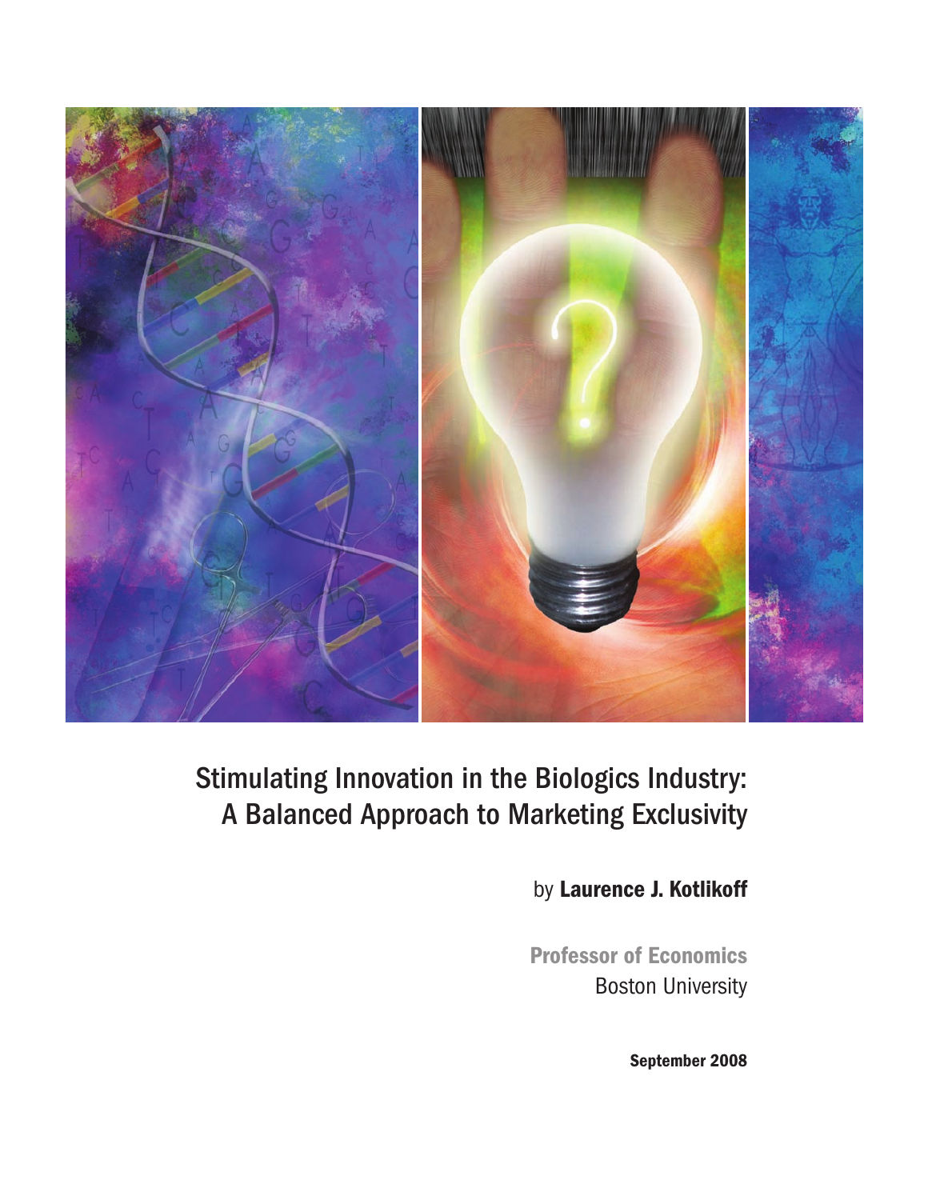# Stimulating Innovation in the Biologics Industry: A Balanced Approach to Marketing Exclusivity

by **Laurence J. Kotlikoff**

**Professor of Economics**
Boston University

**September 2008**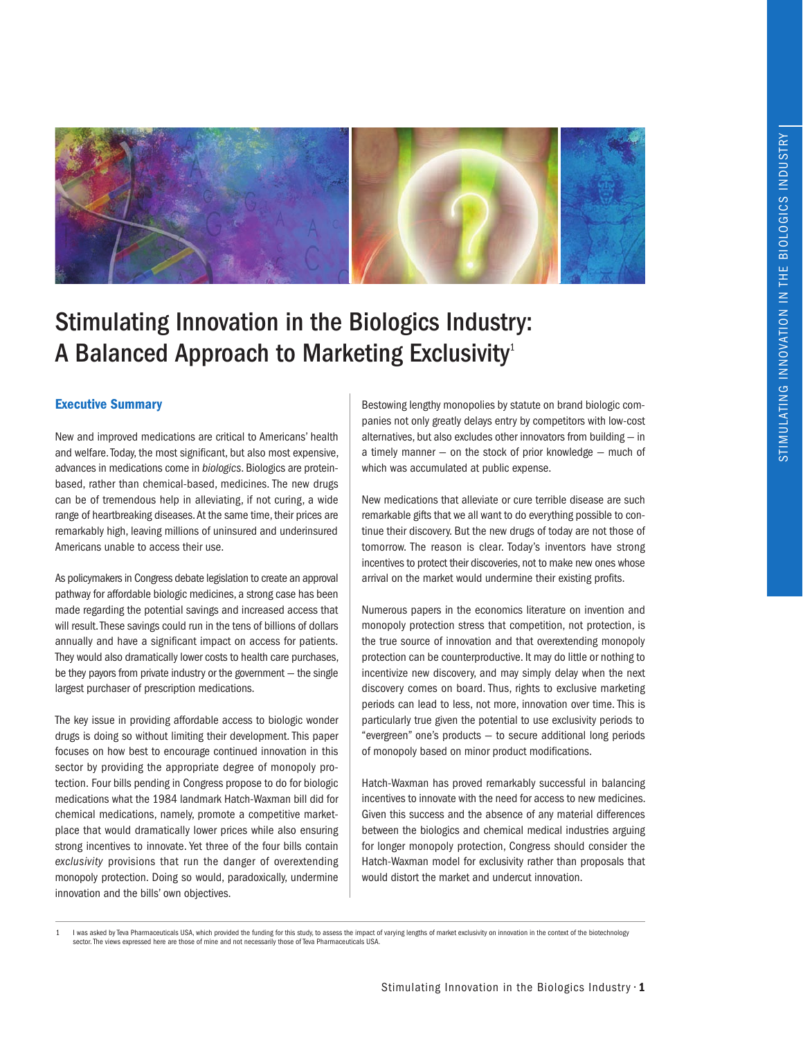# Stimulating Innovation in the Biologics Industry: A Balanced Approach to Marketing Exclusivity[1]

## Executive Summary

New and improved medications are critical to Americans' health and welfare. Today, the most significant, but also most expensive, advances in medications come in *biologics*. Biologics are protein-based, rather than chemical-based, medicines. The new drugs can be of tremendous help in alleviating, if not curing, a wide range of heartbreaking diseases. At the same time, their prices are remarkably high, leaving millions of uninsured and underinsured Americans unable to access their use.

As policymakers in Congress debate legislation to create an approval pathway for affordable biologic medicines, a strong case has been made regarding the potential savings and increased access that will result. These savings could run in the tens of billions of dollars annually and have a significant impact on access for patients. They would also dramatically lower costs to health care purchases, be they payors from private industry or the government — the single largest purchaser of prescription medications.

The key issue in providing affordable access to biologic wonder drugs is doing so without limiting their development. This paper focuses on how best to encourage continued innovation in this sector by providing the appropriate degree of monopoly protection. Four bills pending in Congress propose to do for biologic medications what the 1984 landmark Hatch-Waxman bill did for chemical medications, namely, promote a competitive marketplace that would dramatically lower prices while also ensuring strong incentives to innovate. Yet three of the four bills contain *exclusivity* provisions that run the danger of overextending monopoly protection. Doing so would, paradoxically, undermine innovation and the bills' own objectives.

Bestowing lengthy monopolies by statute on brand biologic companies not only greatly delays entry by competitors with low-cost alternatives, but also excludes other innovators from building — in a timely manner — on the stock of prior knowledge — much of which was accumulated at public expense.

New medications that alleviate or cure terrible disease are such remarkable gifts that we all want to do everything possible to continue their discovery. But the new drugs of today are not those of tomorrow. The reason is clear. Today's inventors have strong incentives to protect their discoveries, not to make new ones whose arrival on the market would undermine their existing profits.

Numerous papers in the economics literature on invention and monopoly protection stress that competition, not protection, is the true source of innovation and that overextending monopoly protection can be counterproductive. It may do little or nothing to incentivize new discovery, and may simply delay when the next discovery comes on board. Thus, rights to exclusive marketing periods can lead to less, not more, innovation over time. This is particularly true given the potential to use exclusivity periods to "evergreen" one's products — to secure additional long periods of monopoly based on minor product modifications.

Hatch-Waxman has proved remarkably successful in balancing incentives to innovate with the need for access to new medicines. Given this success and the absence of any material differences between the biologics and chemical medical industries arguing for longer monopoly protection, Congress should consider the Hatch-Waxman model for exclusivity rather than proposals that would distort the market and undercut innovation.

---

1 I was asked by Teva Pharmaceuticals USA, which provided the funding for this study, to assess the impact of varying lengths of market exclusivity on innovation in the context of the biotechnology sector. The views expressed here are those of mine and not necessarily those of Teva Pharmaceuticals USA.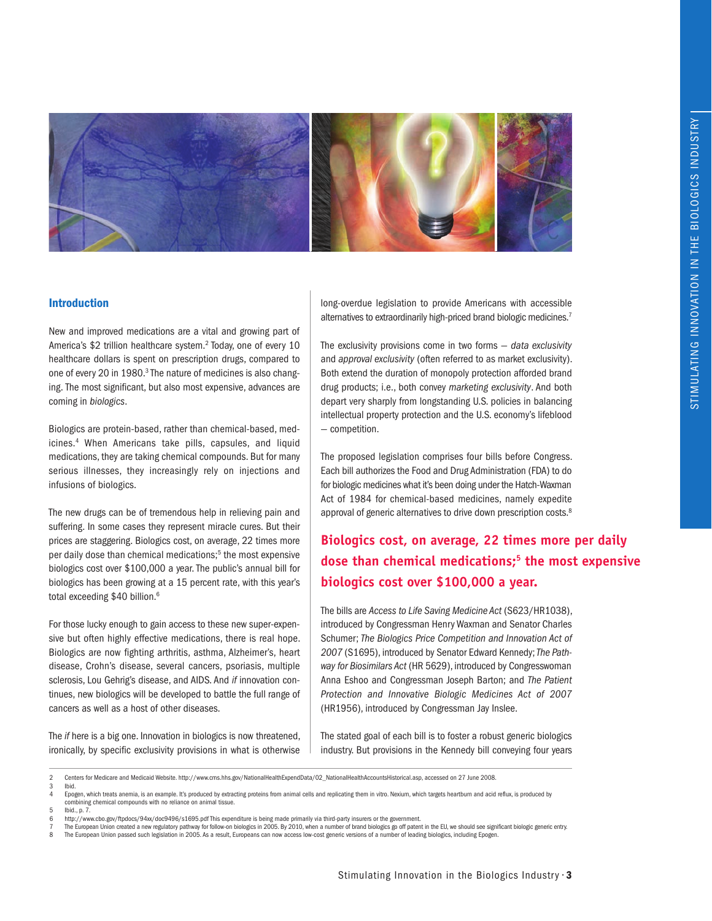## Introduction

New and improved medications are a vital and growing part of America's $2 trillion healthcare system.[2] Today, one of every 10 healthcare dollars is spent on prescription drugs, compared to one of every 20 in 1980.[3] The nature of medicines is also changing. The most significant, but also most expensive, advances are coming in *biologics*.

Biologics are protein-based, rather than chemical-based, medicines.[4] When Americans take pills, capsules, and liquid medications, they are taking chemical compounds. But for many serious illnesses, they increasingly rely on injections and infusions of biologics.

The new drugs can be of tremendous help in relieving pain and suffering. In some cases they represent miracle cures. But their prices are staggering. Biologics cost, on average, 22 times more per daily dose than chemical medications;[5] the most expensive biologics cost over $100,000 a year. The public's annual bill for biologics has been growing at a 15 percent rate, with this year's total exceeding $40 billion.[6]

For those lucky enough to gain access to these new super-expensive but often highly effective medications, there is real hope. Biologics are now fighting arthritis, asthma, Alzheimer's, heart disease, Crohn's disease, several cancers, psoriasis, multiple sclerosis, Lou Gehrig's disease, and AIDS. And *if* innovation continues, new biologics will be developed to battle the full range of cancers as well as a host of other diseases.

The *if* here is a big one. Innovation in biologics is now threatened, ironically, by specific exclusivity provisions in what is otherwise long-overdue legislation to provide Americans with accessible alternatives to extraordinarily high-priced brand biologic medicines.[7]

The exclusivity provisions come in two forms – *data exclusivity* and *approval exclusivity* (often referred to as market exclusivity). Both extend the duration of monopoly protection afforded brand drug products; i.e., both convey *marketing exclusivity*. And both depart very sharply from longstanding U.S. policies in balancing intellectual property protection and the U.S. economy's lifeblood – competition.

The proposed legislation comprises four bills before Congress. Each bill authorizes the Food and Drug Administration (FDA) to do for biologic medicines what it's been doing under the Hatch-Waxman Act of 1984 for chemical-based medicines, namely expedite approval of generic alternatives to drive down prescription costs.[8]

**Biologics cost, on average, 22 times more per daily dose than chemical medications;[5] the most expensive biologics cost over $100,000 a year.**

The bills are *Access to Life Saving Medicine Act* (S623/HR1038), introduced by Congressman Henry Waxman and Senator Charles Schumer; *The Biologics Price Competition and Innovation Act of 2007* (S1695), introduced by Senator Edward Kennedy; *The Pathway for Biosimilars Act* (HR 5629), introduced by Congresswoman Anna Eshoo and Congressman Joseph Barton; and *The Patient Protection and Innovative Biologic Medicines Act of 2007* (HR1956), introduced by Congressman Jay Inslee.

The stated goal of each bill is to foster a robust generic biologics industry. But provisions in the Kennedy bill conveying four years

---

2 Centers for Medicare and Medicaid Website. http://www.cms.hhs.gov/NationalHealthExpendData/02_NationalHealthAccountsHistorical.asp, accessed on 27 June 2008.

3 Ibid.

4 Epogen, which treats anemia, is an example. It's produced by extracting proteins from animal cells and replicating them in vitro. Nexium, which targets heartburn and acid reflux, is produced by combining chemical compounds with no reliance on animal tissue.

5 Ibid., p. 7.

6 http://www.cbo.gov/ftpdocs/94xx/doc9496/s1695.pdf This expenditure is being made primarily via third-party insurers or the government.

7 The European Union created a new regulatory pathway for follow-on biologics in 2005. By 2010, when a number of brand biologics go off patent in the EU, we should see significant biologic generic entry.

8 The European Union passed such legislation in 2005. As a result, Europeans can now access low-cost generic versions of a number of leading biologics, including Epogen.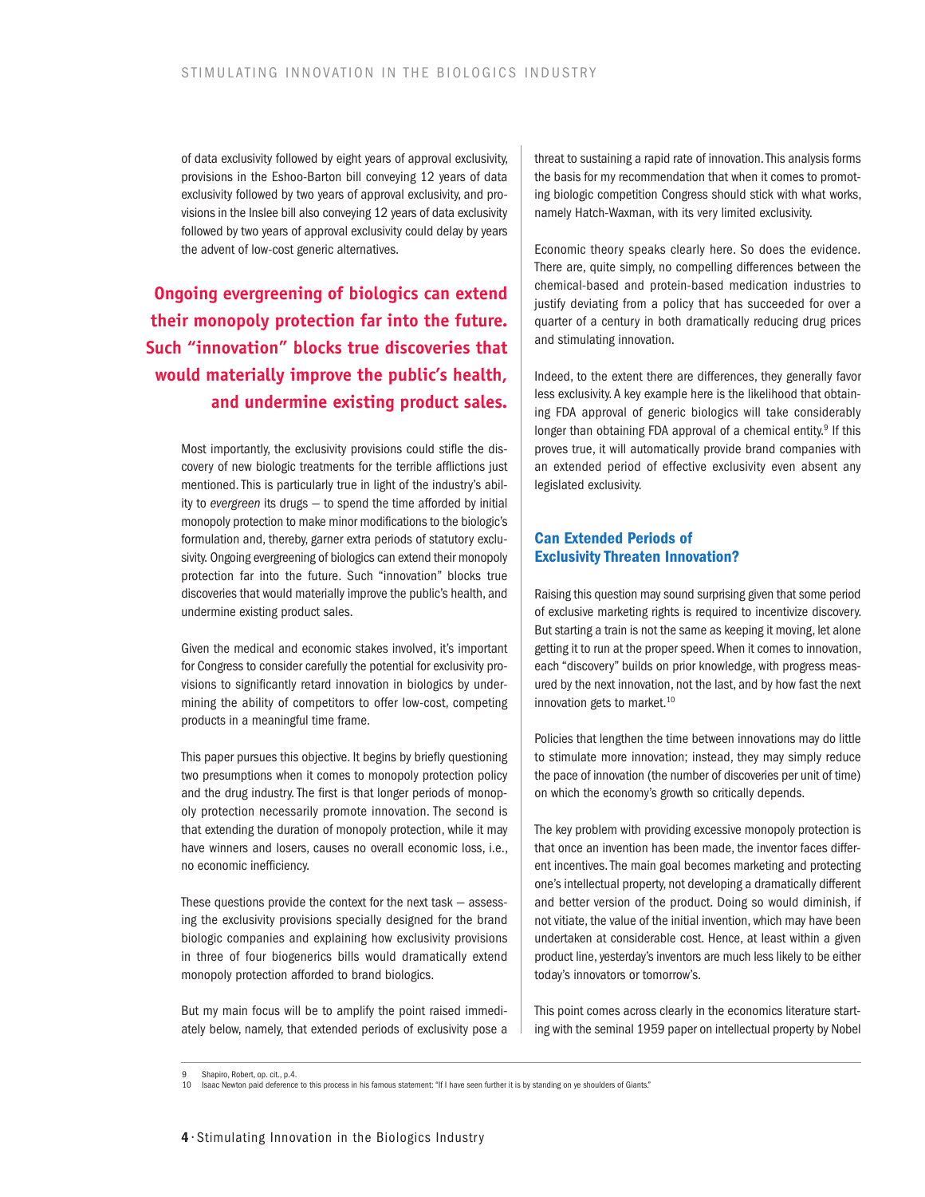of data exclusivity followed by eight years of approval exclusivity, provisions in the Eshoo-Barton bill conveying 12 years of data exclusivity followed by two years of approval exclusivity, and provisions in the Inslee bill also conveying 12 years of data exclusivity followed by two years of approval exclusivity could delay by years the advent of low-cost generic alternatives.

**Ongoing evergreening of biologics can extend their monopoly protection far into the future. Such "innovation" blocks true discoveries that would materially improve the public's health, and undermine existing product sales.**

Most importantly, the exclusivity provisions could stifle the discovery of new biologic treatments for the terrible afflictions just mentioned. This is particularly true in light of the industry's ability to *evergreen* its drugs — to spend the time afforded by initial monopoly protection to make minor modifications to the biologic's formulation and, thereby, garner extra periods of statutory exclusivity. Ongoing evergreening of biologics can extend their monopoly protection far into the future. Such "innovation" blocks true discoveries that would materially improve the public's health, and undermine existing product sales.

Given the medical and economic stakes involved, it's important for Congress to consider carefully the potential for exclusivity provisions to significantly retard innovation in biologics by undermining the ability of competitors to offer low-cost, competing products in a meaningful time frame.

This paper pursues this objective. It begins by briefly questioning two presumptions when it comes to monopoly protection policy and the drug industry. The first is that longer periods of monopoly protection necessarily promote innovation. The second is that extending the duration of monopoly protection, while it may have winners and losers, causes no overall economic loss, i.e., no economic inefficiency.

These questions provide the context for the next task — assessing the exclusivity provisions specially designed for the brand biologic companies and explaining how exclusivity provisions in three of four biogenerics bills would dramatically extend monopoly protection afforded to brand biologics.

But my main focus will be to amplify the point raised immediately below, namely, that extended periods of exclusivity pose a threat to sustaining a rapid rate of innovation. This analysis forms the basis for my recommendation that when it comes to promoting biologic competition Congress should stick with what works, namely Hatch-Waxman, with its very limited exclusivity.

Economic theory speaks clearly here. So does the evidence. There are, quite simply, no compelling differences between the chemical-based and protein-based medication industries to justify deviating from a policy that has succeeded for over a quarter of a century in both dramatically reducing drug prices and stimulating innovation.

Indeed, to the extent there are differences, they generally favor less exclusivity. A key example here is the likelihood that obtaining FDA approval of generic biologics will take considerably longer than obtaining FDA approval of a chemical entity.[9] If this proves true, it will automatically provide brand companies with an extended period of effective exclusivity even absent any legislated exclusivity.

## Can Extended Periods of Exclusivity Threaten Innovation?

Raising this question may sound surprising given that some period of exclusive marketing rights is required to incentivize discovery. But starting a train is not the same as keeping it moving, let alone getting it to run at the proper speed. When it comes to innovation, each "discovery" builds on prior knowledge, with progress measured by the next innovation, not the last, and by how fast the next innovation gets to market.[10]

Policies that lengthen the time between innovations may do little to stimulate more innovation; instead, they may simply reduce the pace of innovation (the number of discoveries per unit of time) on which the economy's growth so critically depends.

The key problem with providing excessive monopoly protection is that once an invention has been made, the inventor faces different incentives. The main goal becomes marketing and protecting one's intellectual property, not developing a dramatically different and better version of the product. Doing so would diminish, if not vitiate, the value of the initial invention, which may have been undertaken at considerable cost. Hence, at least within a given product line, yesterday's inventors are much less likely to be either today's innovators or tomorrow's.

This point comes across clearly in the economics literature starting with the seminal 1959 paper on intellectual property by Nobel

---

9 Shapiro, Robert, op. cit., p.4.

10 Isaac Newton paid deference to this process in his famous statement: "If I have seen further it is by standing on ye shoulders of Giants."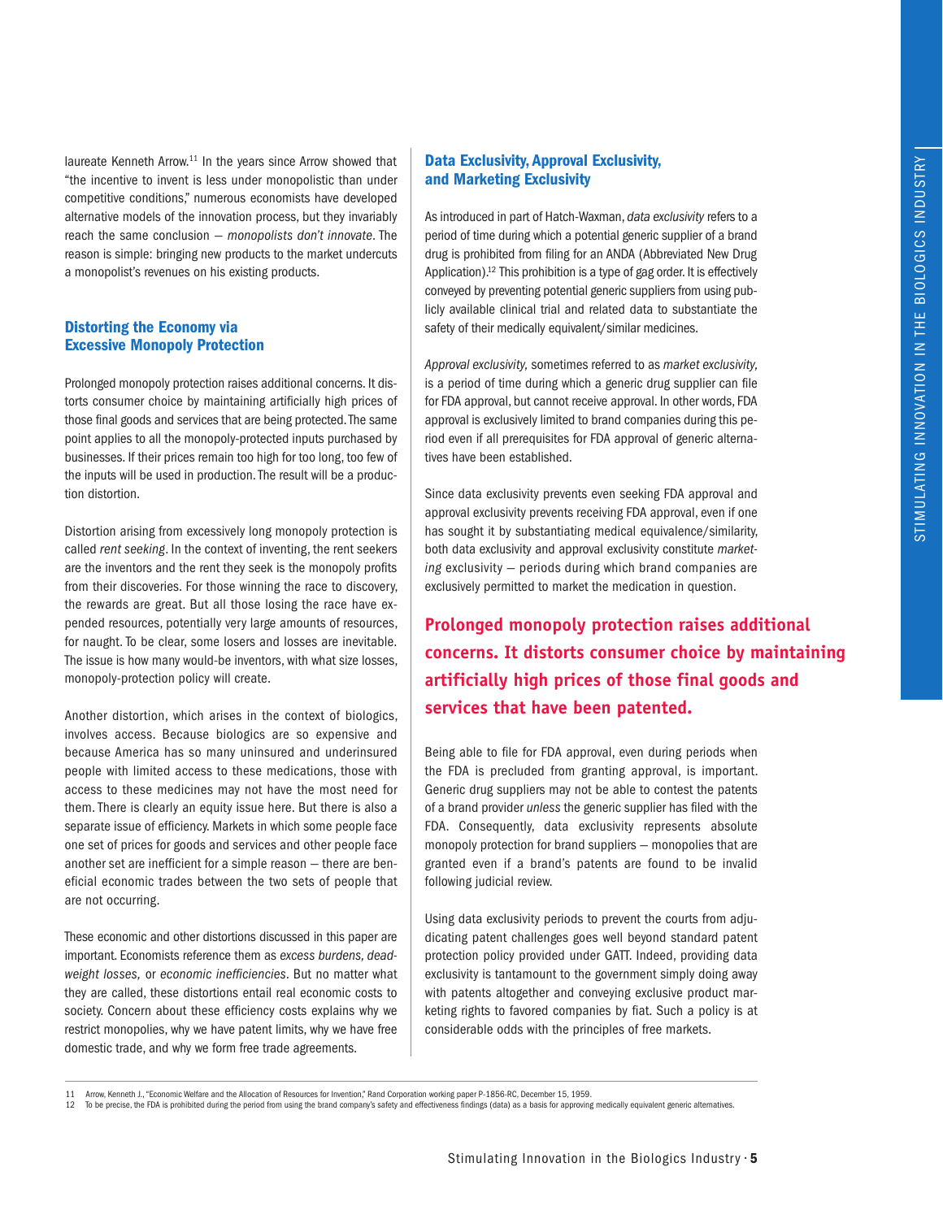laureate Kenneth Arrow.[11] In the years since Arrow showed that "the incentive to invent is less under monopolistic than under competitive conditions," numerous economists have developed alternative models of the innovation process, but they invariably reach the same conclusion — *monopolists don't innovate*. The reason is simple: bringing new products to the market undercuts a monopolist's revenues on his existing products.

## Distorting the Economy via Excessive Monopoly Protection

Prolonged monopoly protection raises additional concerns. It distorts consumer choice by maintaining artificially high prices of those final goods and services that are being protected. The same point applies to all the monopoly-protected inputs purchased by businesses. If their prices remain too high for too long, too few of the inputs will be used in production. The result will be a production distortion.

Distortion arising from excessively long monopoly protection is called *rent seeking*. In the context of inventing, the rent seekers are the inventors and the rent they seek is the monopoly profits from their discoveries. For those winning the race to discovery, the rewards are great. But all those losing the race have expended resources, potentially very large amounts of resources, for naught. To be clear, some losers and losses are inevitable. The issue is how many would-be inventors, with what size losses, monopoly-protection policy will create.

Another distortion, which arises in the context of biologics, involves access. Because biologics are so expensive and because America has so many uninsured and underinsured people with limited access to these medications, those with access to these medicines may not have the most need for them. There is clearly an equity issue here. But there is also a separate issue of efficiency. Markets in which some people face one set of prices for goods and services and other people face another set are inefficient for a simple reason — there are beneficial economic trades between the two sets of people that are not occurring.

These economic and other distortions discussed in this paper are important. Economists reference them as *excess burdens, deadweight losses,* or *economic inefficiencies*. But no matter what they are called, these distortions entail real economic costs to society. Concern about these efficiency costs explains why we restrict monopolies, why we have patent limits, why we have free domestic trade, and why we form free trade agreements.

## Data Exclusivity, Approval Exclusivity, and Marketing Exclusivity

As introduced in part of Hatch-Waxman, *data exclusivity* refers to a period of time during which a potential generic supplier of a brand drug is prohibited from filing for an ANDA (Abbreviated New Drug Application).[12] This prohibition is a type of gag order. It is effectively conveyed by preventing potential generic suppliers from using publicly available clinical trial and related data to substantiate the safety of their medically equivalent/similar medicines.

*Approval exclusivity,* sometimes referred to as *market exclusivity,* is a period of time during which a generic drug supplier can file for FDA approval, but cannot receive approval. In other words, FDA approval is exclusively limited to brand companies during this period even if all prerequisites for FDA approval of generic alternatives have been established.

Since data exclusivity prevents even seeking FDA approval and approval exclusivity prevents receiving FDA approval, even if one has sought it by substantiating medical equivalence/similarity, both data exclusivity and approval exclusivity constitute *marketing* exclusivity — periods during which brand companies are exclusively permitted to market the medication in question.

**Prolonged monopoly protection raises additional concerns. It distorts consumer choice by maintaining artificially high prices of those final goods and services that have been patented.**

Being able to file for FDA approval, even during periods when the FDA is precluded from granting approval, is important. Generic drug suppliers may not be able to contest the patents of a brand provider *unless* the generic supplier has filed with the FDA. Consequently, data exclusivity represents absolute monopoly protection for brand suppliers — monopolies that are granted even if a brand's patents are found to be invalid following judicial review.

Using data exclusivity periods to prevent the courts from adjudicating patent challenges goes well beyond standard patent protection policy provided under GATT. Indeed, providing data exclusivity is tantamount to the government simply doing away with patents altogether and conveying exclusive product marketing rights to favored companies by fiat. Such a policy is at considerable odds with the principles of free markets.

---

11 Arrow, Kenneth J., "Economic Welfare and the Allocation of Resources for Invention," Rand Corporation working paper P-1856-RC, December 15, 1959.

12 To be precise, the FDA is prohibited during the period from using the brand company's safety and effectiveness findings (data) as a basis for approving medically equivalent generic alternatives.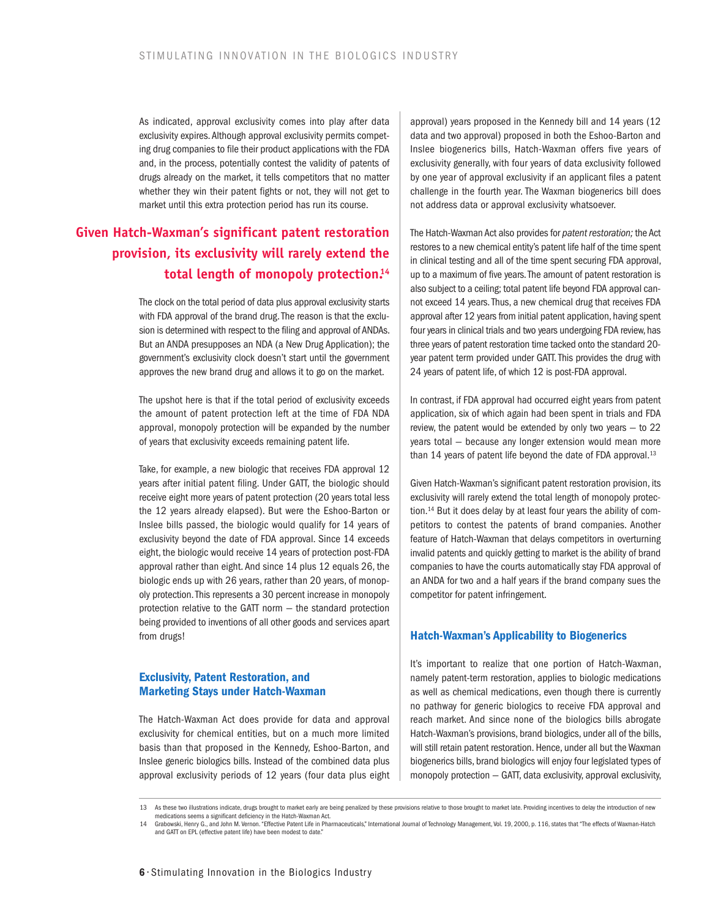As indicated, approval exclusivity comes into play after data exclusivity expires. Although approval exclusivity permits competing drug companies to file their product applications with the FDA and, in the process, potentially contest the validity of patents of drugs already on the market, it tells competitors that no matter whether they win their patent fights or not, they will not get to market until this extra protection period has run its course.

> **Given Hatch-Waxman's significant patent restoration provision, its exclusivity will rarely extend the total length of monopoly protection.[14]**

The clock on the total period of data plus approval exclusivity starts with FDA approval of the brand drug. The reason is that the exclusion is determined with respect to the filing and approval of ANDAs. But an ANDA presupposes an NDA (a New Drug Application); the government's exclusivity clock doesn't start until the government approves the new brand drug and allows it to go on the market.

The upshot here is that if the total period of exclusivity exceeds the amount of patent protection left at the time of FDA NDA approval, monopoly protection will be expanded by the number of years that exclusivity exceeds remaining patent life.

Take, for example, a new biologic that receives FDA approval 12 years after initial patent filing. Under GATT, the biologic should receive eight more years of patent protection (20 years total less the 12 years already elapsed). But were the Eshoo-Barton or Inslee bills passed, the biologic would qualify for 14 years of exclusivity beyond the date of FDA approval. Since 14 exceeds eight, the biologic would receive 14 years of protection post-FDA approval rather than eight. And since 14 plus 12 equals 26, the biologic ends up with 26 years, rather than 20 years, of monopoly protection. This represents a 30 percent increase in monopoly protection relative to the GATT norm — the standard protection being provided to inventions of all other goods and services apart from drugs!

### Exclusivity, Patent Restoration, and Marketing Stays under Hatch-Waxman

The Hatch-Waxman Act does provide for data and approval exclusivity for chemical entities, but on a much more limited basis than that proposed in the Kennedy, Eshoo-Barton, and Inslee generic biologics bills. Instead of the combined data plus approval exclusivity periods of 12 years (four data plus eight approval) years proposed in the Kennedy bill and 14 years (12 data and two approval) proposed in both the Eshoo-Barton and Inslee biogenerics bills, Hatch-Waxman offers five years of exclusivity generally, with four years of data exclusivity followed by one year of approval exclusivity if an applicant files a patent challenge in the fourth year. The Waxman biogenerics bill does not address data or approval exclusivity whatsoever.

The Hatch-Waxman Act also provides for *patent restoration;* the Act restores to a new chemical entity's patent life half of the time spent in clinical testing and all of the time spent securing FDA approval, up to a maximum of five years. The amount of patent restoration is also subject to a ceiling; total patent life beyond FDA approval cannot exceed 14 years. Thus, a new chemical drug that receives FDA approval after 12 years from initial patent application, having spent four years in clinical trials and two years undergoing FDA review, has three years of patent restoration time tacked onto the standard 20-year patent term provided under GATT. This provides the drug with 24 years of patent life, of which 12 is post-FDA approval.

In contrast, if FDA approval had occurred eight years from patent application, six of which again had been spent in trials and FDA review, the patent would be extended by only two years — to 22 years total — because any longer extension would mean more than 14 years of patent life beyond the date of FDA approval.[13]

Given Hatch-Waxman's significant patent restoration provision, its exclusivity will rarely extend the total length of monopoly protection.[14] But it does delay by at least four years the ability of competitors to contest the patents of brand companies. Another feature of Hatch-Waxman that delays competitors in overturning invalid patents and quickly getting to market is the ability of brand companies to have the courts automatically stay FDA approval of an ANDA for two and a half years if the brand company sues the competitor for patent infringement.

### Hatch-Waxman's Applicability to Biogenerics

It's important to realize that one portion of Hatch-Waxman, namely patent-term restoration, applies to biologic medications as well as chemical medications, even though there is currently no pathway for generic biologics to receive FDA approval and reach market. And since none of the biologics bills abrogate Hatch-Waxman's provisions, brand biologics, under all of the bills, will still retain patent restoration. Hence, under all but the Waxman biogenerics bills, brand biologics will enjoy four legislated types of monopoly protection — GATT, data exclusivity, approval exclusivity,

---

13 As these two illustrations indicate, drugs brought to market early are being penalized by these provisions relative to those brought to market late. Providing incentives to delay the introduction of new medications seems a significant deficiency in the Hatch-Waxman Act.

14 Grabowski, Henry G., and John M. Vernon. "Effective Patent Life in Pharmaceuticals," International Journal of Technology Management, Vol. 19, 2000, p. 116, states that "The effects of Waxman-Hatch and GATT on EPL (effective patent life) have been modest to date."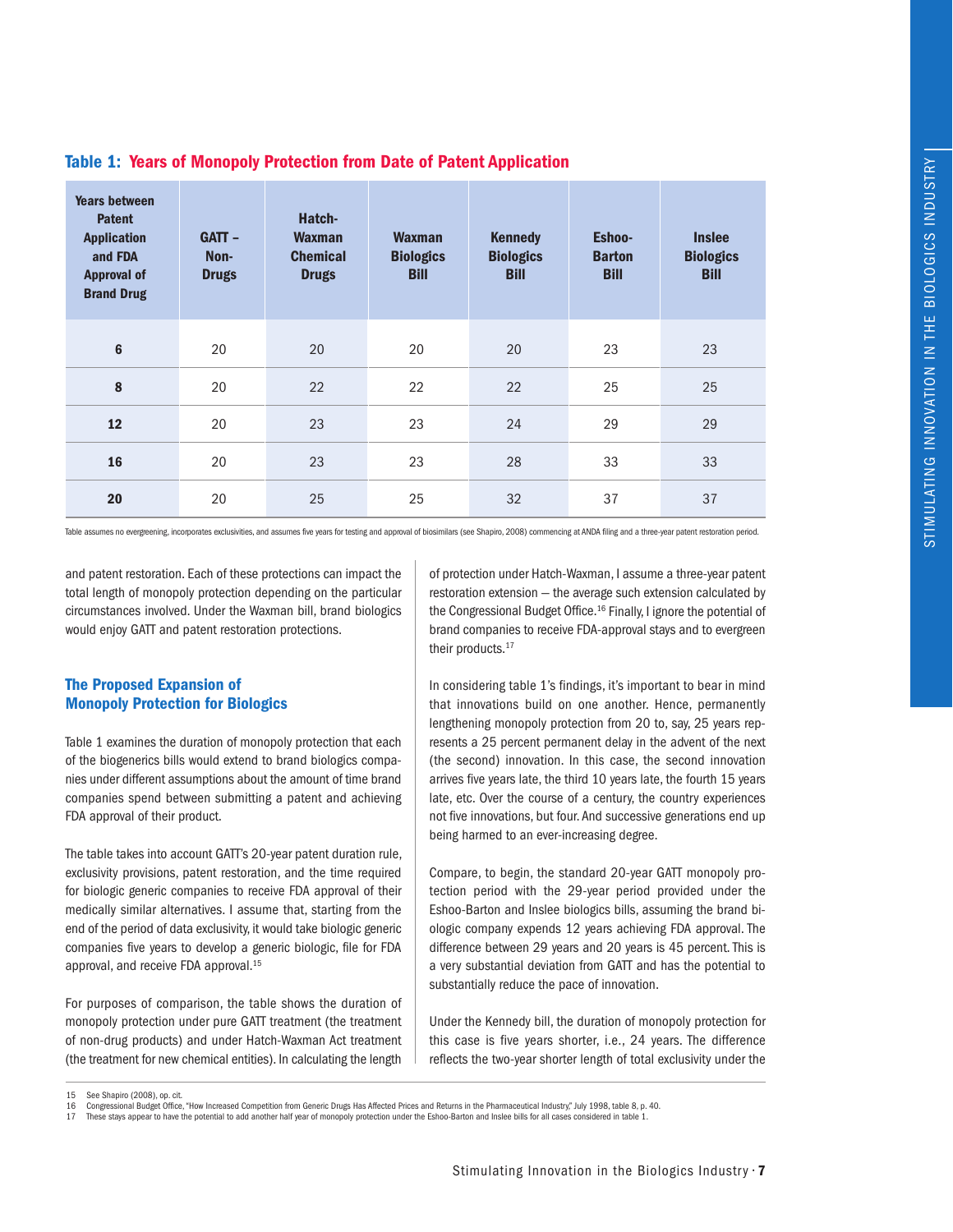**Table 1: Years of Monopoly Protection from Date of Patent Application**

| Years between Patent Application and FDA Approval of Brand Drug | GATT – Non-Drugs | Hatch-Waxman Chemical Drugs | Waxman Biologics Bill | Kennedy Biologics Bill | Eshoo-Barton Bill | Inslee Biologics Bill |
|---|---|---|---|---|---|---|
| **6** | 20 | 20 | 20 | 20 | 23 | 23 |
| **8** | 20 | 22 | 22 | 22 | 25 | 25 |
| **12** | 20 | 23 | 23 | 24 | 29 | 29 |
| **16** | 20 | 23 | 23 | 28 | 33 | 33 |
| **20** | 20 | 25 | 25 | 32 | 37 | 37 |

Table assumes no evergreening, incorporates exclusivities, and assumes five years for testing and approval of biosimilars (see Shapiro, 2008) commencing at ANDA filing and a three-year patent restoration period.

and patent restoration. Each of these protections can impact the total length of monopoly protection depending on the particular circumstances involved. Under the Waxman bill, brand biologics would enjoy GATT and patent restoration protections.

### The Proposed Expansion of Monopoly Protection for Biologics

Table 1 examines the duration of monopoly protection that each of the biogenerics bills would extend to brand biologics companies under different assumptions about the amount of time brand companies spend between submitting a patent and achieving FDA approval of their product.

The table takes into account GATT's 20-year patent duration rule, exclusivity provisions, patent restoration, and the time required for biologic generic companies to receive FDA approval of their medically similar alternatives. I assume that, starting from the end of the period of data exclusivity, it would take biologic generic companies five years to develop a generic biologic, file for FDA approval, and receive FDA approval.[15]

For purposes of comparison, the table shows the duration of monopoly protection under pure GATT treatment (the treatment of non-drug products) and under Hatch-Waxman Act treatment (the treatment for new chemical entities). In calculating the length of protection under Hatch-Waxman, I assume a three-year patent restoration extension — the average such extension calculated by the Congressional Budget Office.[16] Finally, I ignore the potential of brand companies to receive FDA-approval stays and to evergreen their products.[17]

In considering table 1's findings, it's important to bear in mind that innovations build on one another. Hence, permanently lengthening monopoly protection from 20 to, say, 25 years represents a 25 percent permanent delay in the advent of the next (the second) innovation. In this case, the second innovation arrives five years late, the third 10 years late, the fourth 15 years late, etc. Over the course of a century, the country experiences not five innovations, but four. And successive generations end up being harmed to an ever-increasing degree.

Compare, to begin, the standard 20-year GATT monopoly protection period with the 29-year period provided under the Eshoo-Barton and Inslee biologics bills, assuming the brand biologic company expends 12 years achieving FDA approval. The difference between 29 years and 20 years is 45 percent. This is a very substantial deviation from GATT and has the potential to substantially reduce the pace of innovation.

Under the Kennedy bill, the duration of monopoly protection for this case is five years shorter, i.e., 24 years. The difference reflects the two-year shorter length of total exclusivity under the

15 See Shapiro (2008), op. cit.
16 Congressional Budget Office, "How Increased Competition from Generic Drugs Has Affected Prices and Returns in the Pharmaceutical Industry," July 1998, table 8, p. 40.
17 These stays appear to have the potential to add another half year of monopoly protection under the Eshoo-Barton and Inslee bills for all cases considered in table 1.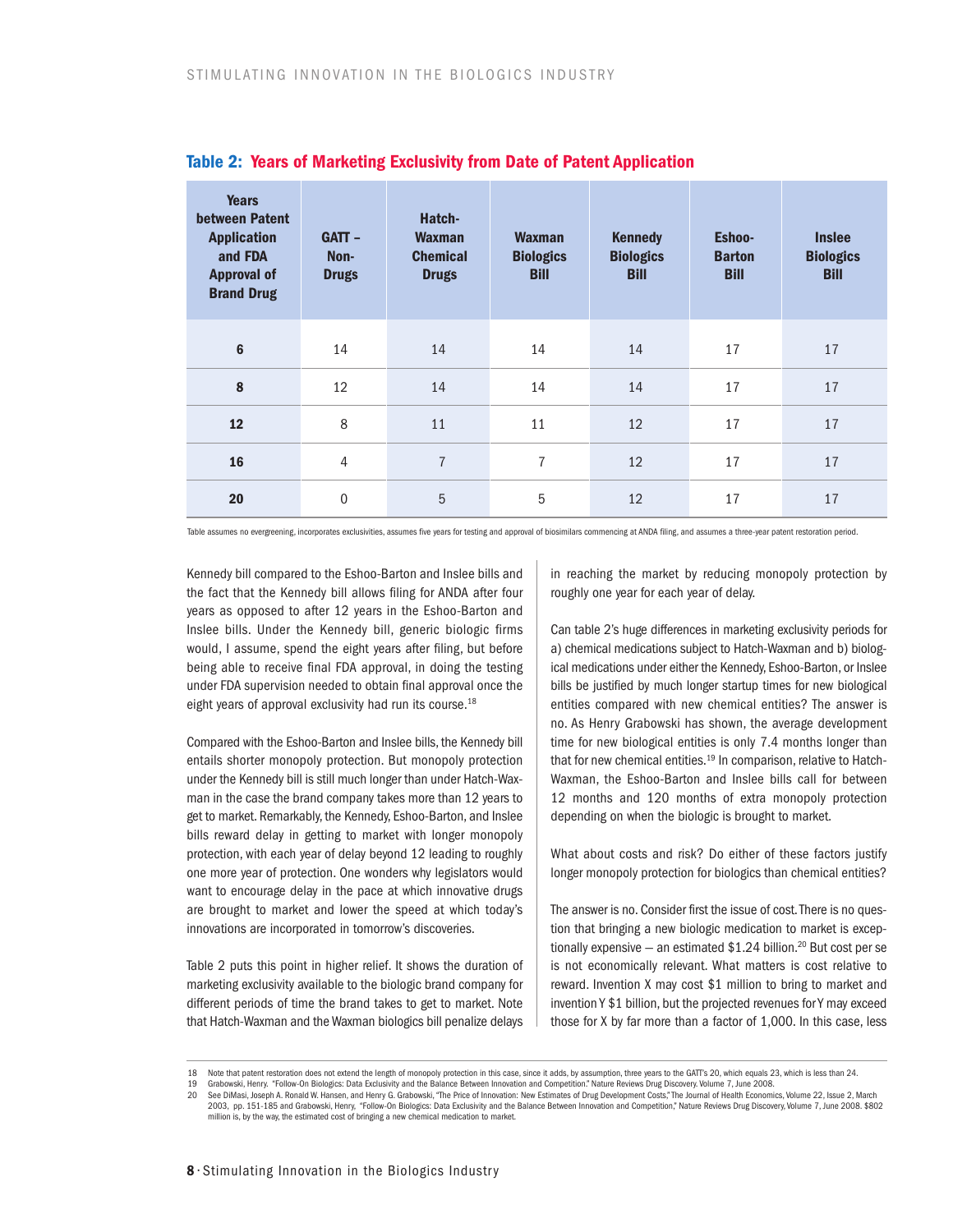**Table 2: Years of Marketing Exclusivity from Date of Patent Application**

| Years between Patent Application and FDA Approval of Brand Drug | GATT – Non-Drugs | Hatch-Waxman Chemical Drugs | Waxman Biologics Bill | Kennedy Biologics Bill | Eshoo-Barton Bill | Inslee Biologics Bill |
|---|---|---|---|---|---|---|
| 6 | 14 | 14 | 14 | 14 | 17 | 17 |
| 8 | 12 | 14 | 14 | 14 | 17 | 17 |
| 12 | 8 | 11 | 11 | 12 | 17 | 17 |
| 16 | 4 | 7 | 7 | 12 | 17 | 17 |
| 20 | 0 | 5 | 5 | 12 | 17 | 17 |

Table assumes no evergreening, incorporates exclusivities, assumes five years for testing and approval of biosimilars commencing at ANDA filing, and assumes a three-year patent restoration period.

Kennedy bill compared to the Eshoo-Barton and Inslee bills and the fact that the Kennedy bill allows filing for ANDA after four years as opposed to after 12 years in the Eshoo-Barton and Inslee bills. Under the Kennedy bill, generic biologic firms would, I assume, spend the eight years after filing, but before being able to receive final FDA approval, in doing the testing under FDA supervision needed to obtain final approval once the eight years of approval exclusivity had run its course.[18]

Compared with the Eshoo-Barton and Inslee bills, the Kennedy bill entails shorter monopoly protection. But monopoly protection under the Kennedy bill is still much longer than under Hatch-Waxman in the case the brand company takes more than 12 years to get to market. Remarkably, the Kennedy, Eshoo-Barton, and Inslee bills reward delay in getting to market with longer monopoly protection, with each year of delay beyond 12 leading to roughly one more year of protection. One wonders why legislators would want to encourage delay in the pace at which innovative drugs are brought to market and lower the speed at which today's innovations are incorporated in tomorrow's discoveries.

Table 2 puts this point in higher relief. It shows the duration of marketing exclusivity available to the biologic brand company for different periods of time the brand takes to get to market. Note that Hatch-Waxman and the Waxman biologics bill penalize delays in reaching the market by reducing monopoly protection by roughly one year for each year of delay.

Can table 2's huge differences in marketing exclusivity periods for a) chemical medications subject to Hatch-Waxman and b) biological medications under either the Kennedy, Eshoo-Barton, or Inslee bills be justified by much longer startup times for new biological entities compared with new chemical entities? The answer is no. As Henry Grabowski has shown, the average development time for new biological entities is only 7.4 months longer than that for new chemical entities.[19] In comparison, relative to Hatch-Waxman, the Eshoo-Barton and Inslee bills call for between 12 months and 120 months of extra monopoly protection depending on when the biologic is brought to market.

What about costs and risk? Do either of these factors justify longer monopoly protection for biologics than chemical entities?

The answer is no. Consider first the issue of cost. There is no question that bringing a new biologic medication to market is exceptionally expensive – an estimated $1.24 billion.[20] But cost per se is not economically relevant. What matters is cost relative to reward. Invention X may cost $1 million to bring to market and invention Y $1 billion, but the projected revenues for Y may exceed those for X by far more than a factor of 1,000. In this case, less

18 Note that patent restoration does not extend the length of monopoly protection in this case, since it adds, by assumption, three years to the GATT's 20, which equals 23, which is less than 24.

19 Grabowski, Henry. "Follow-On Biologics: Data Exclusivity and the Balance Between Innovation and Competition." Nature Reviews Drug Discovery. Volume 7, June 2008.

20 See DiMasi, Joseph A. Ronald W. Hansen, and Henry G. Grabowski, "The Price of Innovation: New Estimates of Drug Development Costs," The Journal of Health Economics, Volume 22, Issue 2, March 2003, pp. 151-185 and Grabowski, Henry, "Follow-On Biologics: Data Exclusivity and the Balance Between Innovation and Competition," Nature Reviews Drug Discovery, Volume 7, June 2008. $802 million is, by the way, the estimated cost of bringing a new chemical medication to market.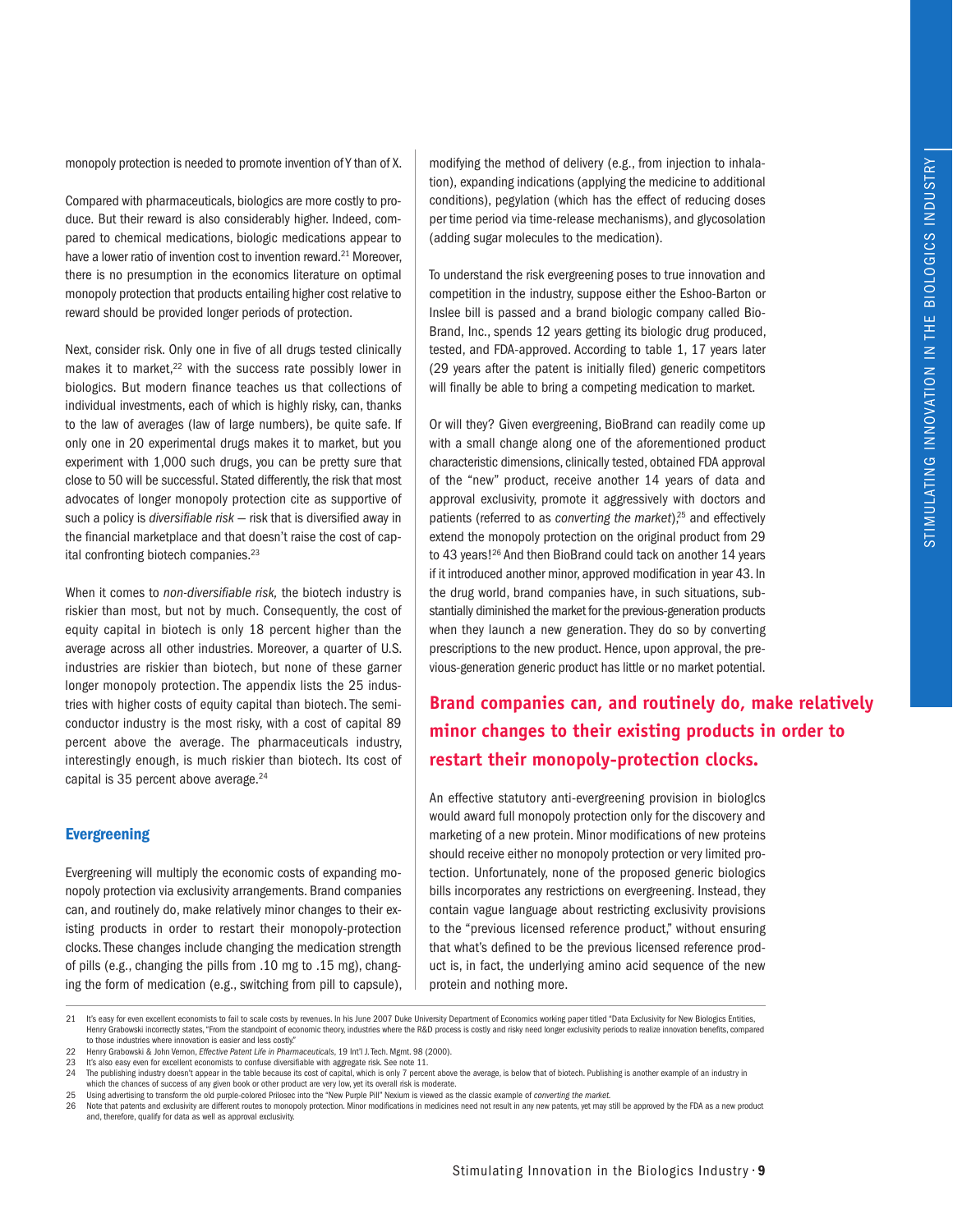monopoly protection is needed to promote invention of Y than of X.

Compared with pharmaceuticals, biologics are more costly to produce. But their reward is also considerably higher. Indeed, compared to chemical medications, biologic medications appear to have a lower ratio of invention cost to invention reward.[21] Moreover, there is no presumption in the economics literature on optimal monopoly protection that products entailing higher cost relative to reward should be provided longer periods of protection.

Next, consider risk. Only one in five of all drugs tested clinically makes it to market,[22] with the success rate possibly lower in biologics. But modern finance teaches us that collections of individual investments, each of which is highly risky, can, thanks to the law of averages (law of large numbers), be quite safe. If only one in 20 experimental drugs makes it to market, but you experiment with 1,000 such drugs, you can be pretty sure that close to 50 will be successful. Stated differently, the risk that most advocates of longer monopoly protection cite as supportive of such a policy is *diversifiable risk* — risk that is diversified away in the financial marketplace and that doesn't raise the cost of capital confronting biotech companies.[23]

When it comes to *non-diversifiable risk,* the biotech industry is riskier than most, but not by much. Consequently, the cost of equity capital in biotech is only 18 percent higher than the average across all other industries. Moreover, a quarter of U.S. industries are riskier than biotech, but none of these garner longer monopoly protection. The appendix lists the 25 industries with higher costs of equity capital than biotech. The semiconductor industry is the most risky, with a cost of capital 89 percent above the average. The pharmaceuticals industry, interestingly enough, is much riskier than biotech. Its cost of capital is 35 percent above average.[24]

## Evergreening

Evergreening will multiply the economic costs of expanding monopoly protection via exclusivity arrangements. Brand companies can, and routinely do, make relatively minor changes to their existing products in order to restart their monopoly-protection clocks. These changes include changing the medication strength of pills (e.g., changing the pills from .10 mg to .15 mg), changing the form of medication (e.g., switching from pill to capsule), modifying the method of delivery (e.g., from injection to inhalation), expanding indications (applying the medicine to additional conditions), pegylation (which has the effect of reducing doses per time period via time-release mechanisms), and glycosolation (adding sugar molecules to the medication).

To understand the risk evergreening poses to true innovation and competition in the industry, suppose either the Eshoo-Barton or Inslee bill is passed and a brand biologic company called BioBrand, Inc., spends 12 years getting its biologic drug produced, tested, and FDA-approved. According to table 1, 17 years later (29 years after the patent is initially filed) generic competitors will finally be able to bring a competing medication to market.

Or will they? Given evergreening, BioBrand can readily come up with a small change along one of the aforementioned product characteristic dimensions, clinically tested, obtained FDA approval of the "new" product, receive another 14 years of data and approval exclusivity, promote it aggressively with doctors and patients (referred to as *converting the market*);[25] and effectively extend the monopoly protection on the original product from 29 to 43 years![26] And then BioBrand could tack on another 14 years if it introduced another minor, approved modification in year 43. In the drug world, brand companies have, in such situations, substantially diminished the market for the previous-generation products when they launch a new generation. They do so by converting prescriptions to the new product. Hence, upon approval, the previous-generation generic product has little or no market potential.

**Brand companies can, and routinely do, make relatively minor changes to their existing products in order to restart their monopoly-protection clocks.**

An effective statutory anti-evergreening provision in biologlcs would award full monopoly protection only for the discovery and marketing of a new protein. Minor modifications of new proteins should receive either no monopoly protection or very limited protection. Unfortunately, none of the proposed generic biologics bills incorporates any restrictions on evergreening. Instead, they contain vague language about restricting exclusivity provisions to the "previous licensed reference product," without ensuring that what's defined to be the previous licensed reference product is, in fact, the underlying amino acid sequence of the new protein and nothing more.

---

21 It's easy for even excellent economists to fail to scale costs by revenues. In his June 2007 Duke University Department of Economics working paper titled "Data Exclusivity for New Biologics Entities, Henry Grabowski incorrectly states, "From the standpoint of economic theory, industries where the R&D process is costly and risky need longer exclusivity periods to realize innovation benefits, compared to those industries where innovation is easier and less costly."

22 Henry Grabowski & John Vernon, *Effective Patent Life in Pharmaceuticals*, 19 Int'l J. Tech. Mgmt. 98 (2000).

23 It's also easy even for excellent economists to confuse diversifiable with aggregate risk. See note 11.

24 The publishing industry doesn't appear in the table because its cost of capital, which is only 7 percent above the average, is below that of biotech. Publishing is another example of an industry in which the chances of success of any given book or other product are very low, yet its overall risk is moderate.

25 Using advertising to transform the old purple-colored Prilosec into the "New Purple Pill" Nexium is viewed as the classic example of *converting the market.*

26 Note that patents and exclusivity are different routes to monopoly protection. Minor modifications in medicines need not result in any new patents, yet may still be approved by the FDA as a new product and, therefore, qualify for data as well as approval exclusivity.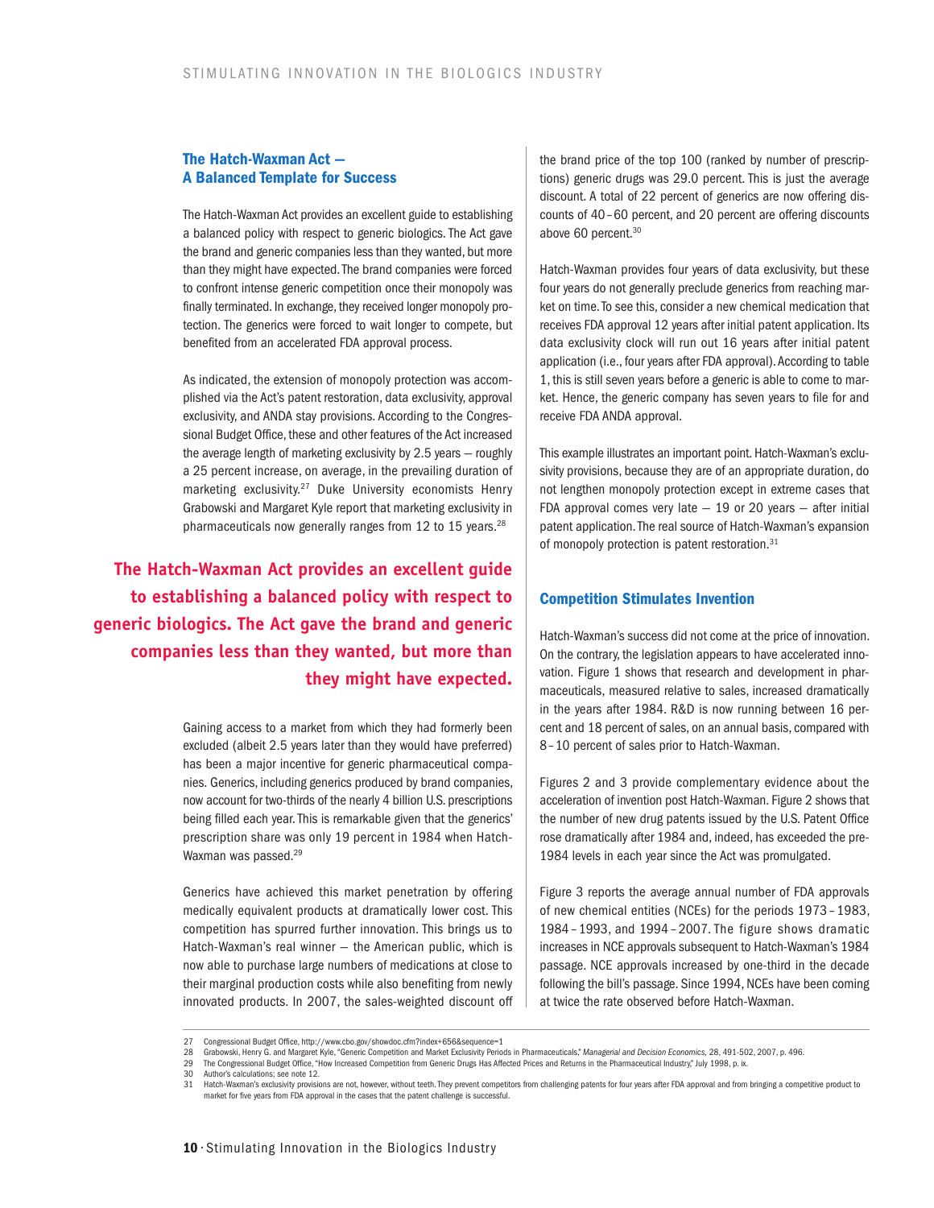## The Hatch-Waxman Act — A Balanced Template for Success

The Hatch-Waxman Act provides an excellent guide to establishing a balanced policy with respect to generic biologics. The Act gave the brand and generic companies less than they wanted, but more than they might have expected. The brand companies were forced to confront intense generic competition once their monopoly was finally terminated. In exchange, they received longer monopoly protection. The generics were forced to wait longer to compete, but benefited from an accelerated FDA approval process.

As indicated, the extension of monopoly protection was accomplished via the Act's patent restoration, data exclusivity, approval exclusivity, and ANDA stay provisions. According to the Congressional Budget Office, these and other features of the Act increased the average length of marketing exclusivity by 2.5 years — roughly a 25 percent increase, on average, in the prevailing duration of marketing exclusivity.[27] Duke University economists Henry Grabowski and Margaret Kyle report that marketing exclusivity in pharmaceuticals now generally ranges from 12 to 15 years.[28]

**The Hatch-Waxman Act provides an excellent guide to establishing a balanced policy with respect to generic biologics. The Act gave the brand and generic companies less than they wanted, but more than they might have expected.**

Gaining access to a market from which they had formerly been excluded (albeit 2.5 years later than they would have preferred) has been a major incentive for generic pharmaceutical companies. Generics, including generics produced by brand companies, now account for two-thirds of the nearly 4 billion U.S. prescriptions being filled each year. This is remarkable given that the generics' prescription share was only 19 percent in 1984 when Hatch-Waxman was passed.[29]

Generics have achieved this market penetration by offering medically equivalent products at dramatically lower cost. This competition has spurred further innovation. This brings us to Hatch-Waxman's real winner — the American public, which is now able to purchase large numbers of medications at close to their marginal production costs while also benefiting from newly innovated products. In 2007, the sales-weighted discount off the brand price of the top 100 (ranked by number of prescriptions) generic drugs was 29.0 percent. This is just the average discount. A total of 22 percent of generics are now offering discounts of 40 – 60 percent, and 20 percent are offering discounts above 60 percent.[30]

Hatch-Waxman provides four years of data exclusivity, but these four years do not generally preclude generics from reaching market on time. To see this, consider a new chemical medication that receives FDA approval 12 years after initial patent application. Its data exclusivity clock will run out 16 years after initial patent application (i.e., four years after FDA approval). According to table 1, this is still seven years before a generic is able to come to market. Hence, the generic company has seven years to file for and receive FDA ANDA approval.

This example illustrates an important point. Hatch-Waxman's exclusivity provisions, because they are of an appropriate duration, do not lengthen monopoly protection except in extreme cases that FDA approval comes very late — 19 or 20 years — after initial patent application. The real source of Hatch-Waxman's expansion of monopoly protection is patent restoration.[31]

## Competition Stimulates Invention

Hatch-Waxman's success did not come at the price of innovation. On the contrary, the legislation appears to have accelerated innovation. Figure 1 shows that research and development in pharmaceuticals, measured relative to sales, increased dramatically in the years after 1984. R&D is now running between 16 percent and 18 percent of sales, on an annual basis, compared with 8 – 10 percent of sales prior to Hatch-Waxman.

Figures 2 and 3 provide complementary evidence about the acceleration of invention post Hatch-Waxman. Figure 2 shows that the number of new drug patents issued by the U.S. Patent Office rose dramatically after 1984 and, indeed, has exceeded the pre-1984 levels in each year since the Act was promulgated.

Figure 3 reports the average annual number of FDA approvals of new chemical entities (NCEs) for the periods 1973 – 1983, 1984 – 1993, and 1994 – 2007. The figure shows dramatic increases in NCE approvals subsequent to Hatch-Waxman's 1984 passage. NCE approvals increased by one-third in the decade following the bill's passage. Since 1994, NCEs have been coming at twice the rate observed before Hatch-Waxman.

---

27 Congressional Budget Office, http://www.cbo.gov/showdoc.cfm?index+656&sequence=1

28 Grabowski, Henry G. and Margaret Kyle, "Generic Competition and Market Exclusivity Periods in Pharmaceuticals," *Managerial and Decision Economics,* 28, 491-502, 2007, p. 496.

29 The Congressional Budget Office, "How Increased Competition from Generic Drugs Has Affected Prices and Returns in the Pharmaceutical Industry," July 1998, p. ix.

30 Author's calculations; see note 12.

31 Hatch-Waxman's exclusivity provisions are not, however, without teeth. They prevent competitors from challenging patents for four years after FDA approval and from bringing a competitive product to market for five years from FDA approval in the cases that the patent challenge is successful.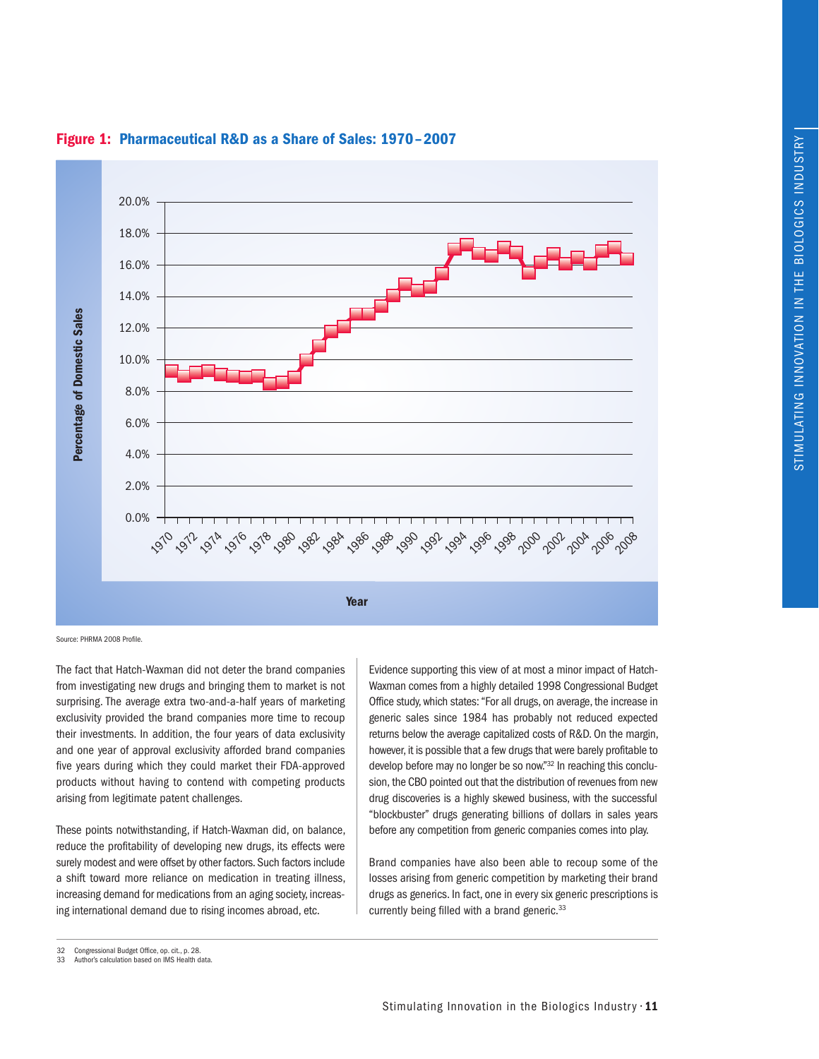**Figure 1: Pharmaceutical R&D as a Share of Sales: 1970–2007**

Source: PHRMA 2008 Profile.

The fact that Hatch-Waxman did not deter the brand companies from investigating new drugs and bringing them to market is not surprising. The average extra two-and-a-half years of marketing exclusivity provided the brand companies more time to recoup their investments. In addition, the four years of data exclusivity and one year of approval exclusivity afforded brand companies five years during which they could market their FDA-approved products without having to contend with competing products arising from legitimate patent challenges.

These points notwithstanding, if Hatch-Waxman did, on balance, reduce the profitability of developing new drugs, its effects were surely modest and were offset by other factors. Such factors include a shift toward more reliance on medication in treating illness, increasing demand for medications from an aging society, increasing international demand due to rising incomes abroad, etc.

Evidence supporting this view of at most a minor impact of Hatch-Waxman comes from a highly detailed 1998 Congressional Budget Office study, which states: "For all drugs, on average, the increase in generic sales since 1984 has probably not reduced expected returns below the average capitalized costs of R&D. On the margin, however, it is possible that a few drugs that were barely profitable to develop before may no longer be so now."[32] In reaching this conclusion, the CBO pointed out that the distribution of revenues from new drug discoveries is a highly skewed business, with the successful "blockbuster" drugs generating billions of dollars in sales years before any competition from generic companies comes into play.

Brand companies have also been able to recoup some of the losses arising from generic competition by marketing their brand drugs as generics. In fact, one in every six generic prescriptions is currently being filled with a brand generic.[33]

---

32 Congressional Budget Office, op. cit., p. 28.
33 Author's calculation based on IMS Health data.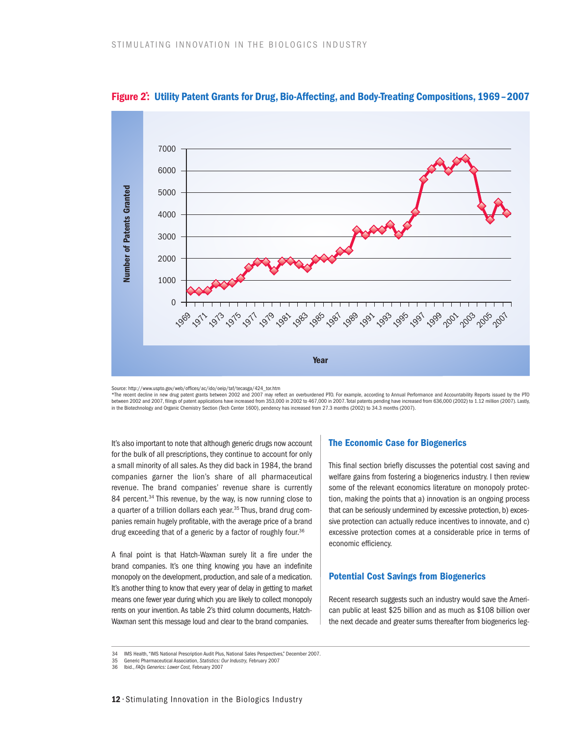**Figure 2\*: Utility Patent Grants for Drug, Bio-Affecting, and Body-Treating Compositions, 1969–2007**

Source: http://www.uspto.gov/web/offices/ac/ido/oeip/taf/tecasga/424_tor.htm

*The recent decline in new drug patent grants between 2002 and 2007 may reflect an overburdened PTO. For example, according to Annual Performance and Accountability Reports issued by the PTO between 2002 and 2007, filings of patent applications have increased from 353,000 in 2002 to 467,000 in 2007. Total patents pending have increased from 636,000 (2002) to 1.12 million (2007). Lastly, in the Biotechnology and Organic Chemistry Section (Tech Center 1600), pendency has increased from 27.3 months (2002) to 34.3 months (2007).

It's also important to note that although generic drugs now account for the bulk of all prescriptions, they continue to account for only a small minority of all sales. As they did back in 1984, the brand companies garner the lion's share of all pharmaceutical revenue. The brand companies' revenue share is currently 84 percent.[34] This revenue, by the way, is now running close to a quarter of a trillion dollars each year.[35] Thus, brand drug companies remain hugely profitable, with the average price of a brand drug exceeding that of a generic by a factor of roughly four.[36]

A final point is that Hatch-Waxman surely lit a fire under the brand companies. It's one thing knowing you have an indefinite monopoly on the development, production, and sale of a medication. It's another thing to know that every year of delay in getting to market means one fewer year during which you are likely to collect monopoly rents on your invention. As table 2's third column documents, Hatch-Waxman sent this message loud and clear to the brand companies.

## The Economic Case for Biogenerics

This final section briefly discusses the potential cost saving and welfare gains from fostering a biogenerics industry. I then review some of the relevant economics literature on monopoly protection, making the points that a) innovation is an ongoing process that can be seriously undermined by excessive protection, b) excessive protection can actually reduce incentives to innovate, and c) excessive protection comes at a considerable price in terms of economic efficiency.

## Potential Cost Savings from Biogenerics

Recent research suggests such an industry would save the American public at least $25 billion and as much as $108 billion over the next decade and greater sums thereafter from biogenerics leg-

34 IMS Health, "IMS National Prescription Audit Plus, National Sales Perspectives," December 2007.
35 Generic Pharmaceutical Association, *Statistics: Our Industry,* February 2007
36 Ibid., *FAQs Generics: Lower Cost,* February 2007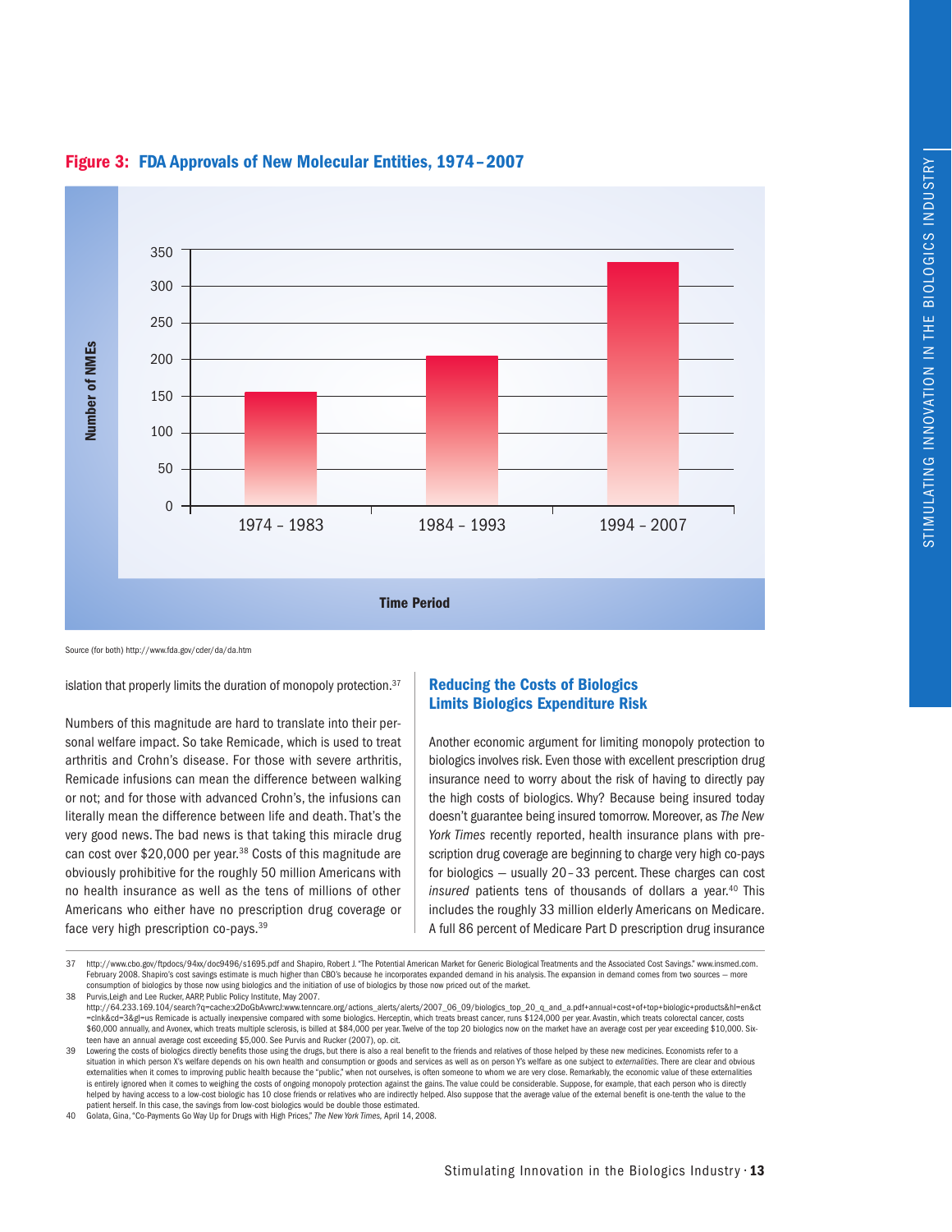**Figure 3: FDA Approvals of New Molecular Entities, 1974–2007**

Source (for both) http://www.fda.gov/cder/da/da.htm

islation that properly limits the duration of monopoly protection.[37]

Numbers of this magnitude are hard to translate into their personal welfare impact. So take Remicade, which is used to treat arthritis and Crohn's disease. For those with severe arthritis, Remicade infusions can mean the difference between walking or not; and for those with advanced Crohn's, the infusions can literally mean the difference between life and death. That's the very good news. The bad news is that taking this miracle drug can cost over $20,000 per year.[38] Costs of this magnitude are obviously prohibitive for the roughly 50 million Americans with no health insurance as well as the tens of millions of other Americans who either have no prescription drug coverage or face very high prescription co-pays.[39]

## Reducing the Costs of Biologics Limits Biologics Expenditure Risk

Another economic argument for limiting monopoly protection to biologics involves risk. Even those with excellent prescription drug insurance need to worry about the risk of having to directly pay the high costs of biologics. Why? Because being insured today doesn't guarantee being insured tomorrow. Moreover, as *The New York Times* recently reported, health insurance plans with prescription drug coverage are beginning to charge very high co-pays for biologics — usually 20–33 percent. These charges can cost *insured* patients tens of thousands of dollars a year.[40] This includes the roughly 33 million elderly Americans on Medicare. A full 86 percent of Medicare Part D prescription drug insurance

---

37 http://www.cbo.gov/ftpdocs/94xx/doc9496/s1695.pdf and Shapiro, Robert J. "The Potential American Market for Generic Biological Treatments and the Associated Cost Savings." www.insmed.com. February 2008. Shapiro's cost savings estimate is much higher than CBO's because he incorporates expanded demand in his analysis. The expansion in demand comes from two sources — more consumption of biologics by those now using biologics and the initiation of use of biologics by those now priced out of the market.

38 Purvis,Leigh and Lee Rucker, AARP, Public Policy Institute, May 2007. http://64.233.169.104/search?q=cache:x2DoGbAvwrcJ:www.tenncare.org/actions_alerts/alerts/2007_06_09/biologics_top_20_q_and_a.pdf+annual+cost+of+top+biologic+products&hl=en&ct=clnk&cd=3&gl=us Remicade is actually inexpensive compared with some biologics. Herceptin, which treats breast cancer, runs $124,000 per year. Avastin, which treats colorectal cancer, costs $60,000 annually, and Avonex, which treats multiple sclerosis, is billed at $84,000 per year. Twelve of the top 20 biologics now on the market have an average cost per year exceeding $10,000. Sixteen have an annual average cost exceeding $5,000. See Purvis and Rucker (2007), op. cit.

39 Lowering the costs of biologics directly benefits those using the drugs, but there is also a real benefit to the friends and relatives of those helped by these new medicines. Economists refer to a situation in which person X's welfare depends on his own health and consumption or goods and services as well as on person Y's welfare as one subject to *externalities*. There are clear and obvious externalities when it comes to improving public health because the "public," when not ourselves, is often someone to whom we are very close. Remarkably, the economic value of these externalities is entirely ignored when it comes to weighing the costs of ongoing monopoly protection against the gains. The value could be considerable. Suppose, for example, that each person who is directly helped by having access to a low-cost biologic has 10 close friends or relatives who are indirectly helped. Also suppose that the average value of the external benefit is one-tenth the value to the patient herself. In this case, the savings from low-cost biologics would be double those estimated.

40 Golata, Gina, "Co-Payments Go Way Up for Drugs with High Prices," *The New York Times*, April 14, 2008.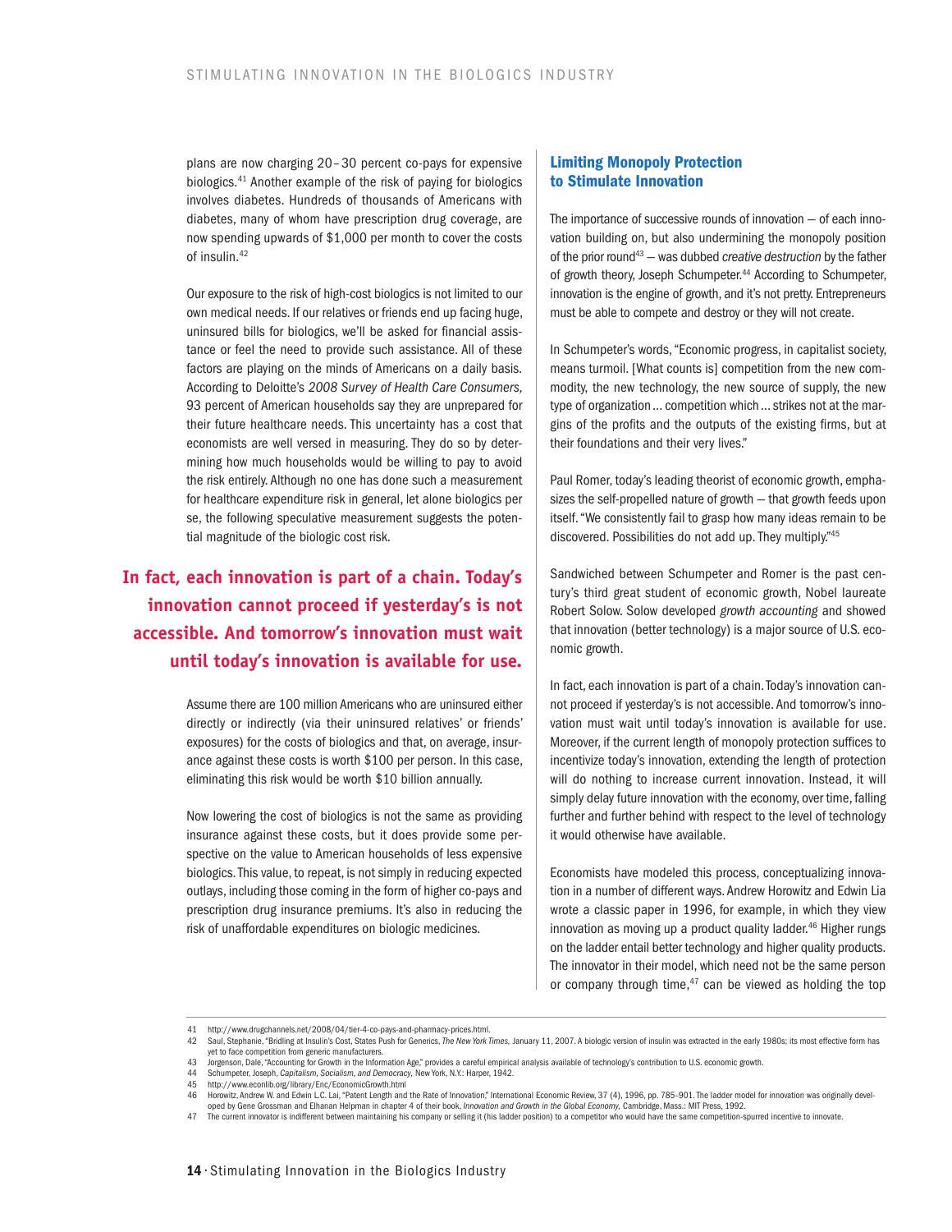plans are now charging 20–30 percent co-pays for expensive biologics.[41] Another example of the risk of paying for biologics involves diabetes. Hundreds of thousands of Americans with diabetes, many of whom have prescription drug coverage, are now spending upwards of $1,000 per month to cover the costs of insulin.[42]

Our exposure to the risk of high-cost biologics is not limited to our own medical needs. If our relatives or friends end up facing huge, uninsured bills for biologics, we'll be asked for financial assistance or feel the need to provide such assistance. All of these factors are playing on the minds of Americans on a daily basis. According to Deloitte's *2008 Survey of Health Care Consumers,* 93 percent of American households say they are unprepared for their future healthcare needs. This uncertainty has a cost that economists are well versed in measuring. They do so by determining how much households would be willing to pay to avoid the risk entirely. Although no one has done such a measurement for healthcare expenditure risk in general, let alone biologics per se, the following speculative measurement suggests the potential magnitude of the biologic cost risk.

**In fact, each innovation is part of a chain. Today's innovation cannot proceed if yesterday's is not accessible. And tomorrow's innovation must wait until today's innovation is available for use.**

Assume there are 100 million Americans who are uninsured either directly or indirectly (via their uninsured relatives' or friends' exposures) for the costs of biologics and that, on average, insurance against these costs is worth $100 per person. In this case, eliminating this risk would be worth $10 billion annually.

Now lowering the cost of biologics is not the same as providing insurance against these costs, but it does provide some perspective on the value to American households of less expensive biologics. This value, to repeat, is not simply in reducing expected outlays, including those coming in the form of higher co-pays and prescription drug insurance premiums. It's also in reducing the risk of unaffordable expenditures on biologic medicines.

## Limiting Monopoly Protection to Stimulate Innovation

The importance of successive rounds of innovation — of each innovation building on, but also undermining the monopoly position of the prior round[43] — was dubbed *creative destruction* by the father of growth theory, Joseph Schumpeter.[44] According to Schumpeter, innovation is the engine of growth, and it's not pretty. Entrepreneurs must be able to compete and destroy or they will not create.

In Schumpeter's words, "Economic progress, in capitalist society, means turmoil. [What counts is] competition from the new commodity, the new technology, the new source of supply, the new type of organization … competition which … strikes not at the margins of the profits and the outputs of the existing firms, but at their foundations and their very lives."

Paul Romer, today's leading theorist of economic growth, emphasizes the self-propelled nature of growth — that growth feeds upon itself. "We consistently fail to grasp how many ideas remain to be discovered. Possibilities do not add up. They multiply."[45]

Sandwiched between Schumpeter and Romer is the past century's third great student of economic growth, Nobel laureate Robert Solow. Solow developed *growth accounting* and showed that innovation (better technology) is a major source of U.S. economic growth.

In fact, each innovation is part of a chain. Today's innovation cannot proceed if yesterday's is not accessible. And tomorrow's innovation must wait until today's innovation is available for use. Moreover, if the current length of monopoly protection suffices to incentivize today's innovation, extending the length of protection will do nothing to increase current innovation. Instead, it will simply delay future innovation with the economy, over time, falling further and further behind with respect to the level of technology it would otherwise have available.

Economists have modeled this process, conceptualizing innovation in a number of different ways. Andrew Horowitz and Edwin Lia wrote a classic paper in 1996, for example, in which they view innovation as moving up a product quality ladder.[46] Higher rungs on the ladder entail better technology and higher quality products. The innovator in their model, which need not be the same person or company through time,[47] can be viewed as holding the top

---

41 http://www.drugchannels.net/2008/04/tier-4-co-pays-and-pharmacy-prices.html.

42 Saul, Stephanie, "Bridling at Insulin's Cost, States Push for Generics, *The New York Times,* January 11, 2007. A biologic version of insulin was extracted in the early 1980s; its most effective form has yet to face competition from generic manufacturers.

43 Jorgenson, Dale, "Accounting for Growth in the Information Age," provides a careful empirical analysis available of technology's contribution to U.S. economic growth.

44 Schumpeter, Joseph, *Capitalism, Socialism, and Democracy,* New York, N.Y.: Harper, 1942.

45 http://www.econlib.org/library/Enc/EconomicGrowth.html

46 Horowitz, Andrew W. and Edwin L.C. Lai, "Patent Length and the Rate of Innovation," International Economic Review, 37 (4), 1996, pp. 785–901. The ladder model for innovation was originally developed by Gene Grossman and Elhanan Helpman in chapter 4 of their book, *Innovation and Growth in the Global Economy,* Cambridge, Mass.: MIT Press, 1992.

47 The current innovator is indifferent between maintaining his company or selling it (his ladder position) to a competitor who would have the same competition-spurred incentive to innovate.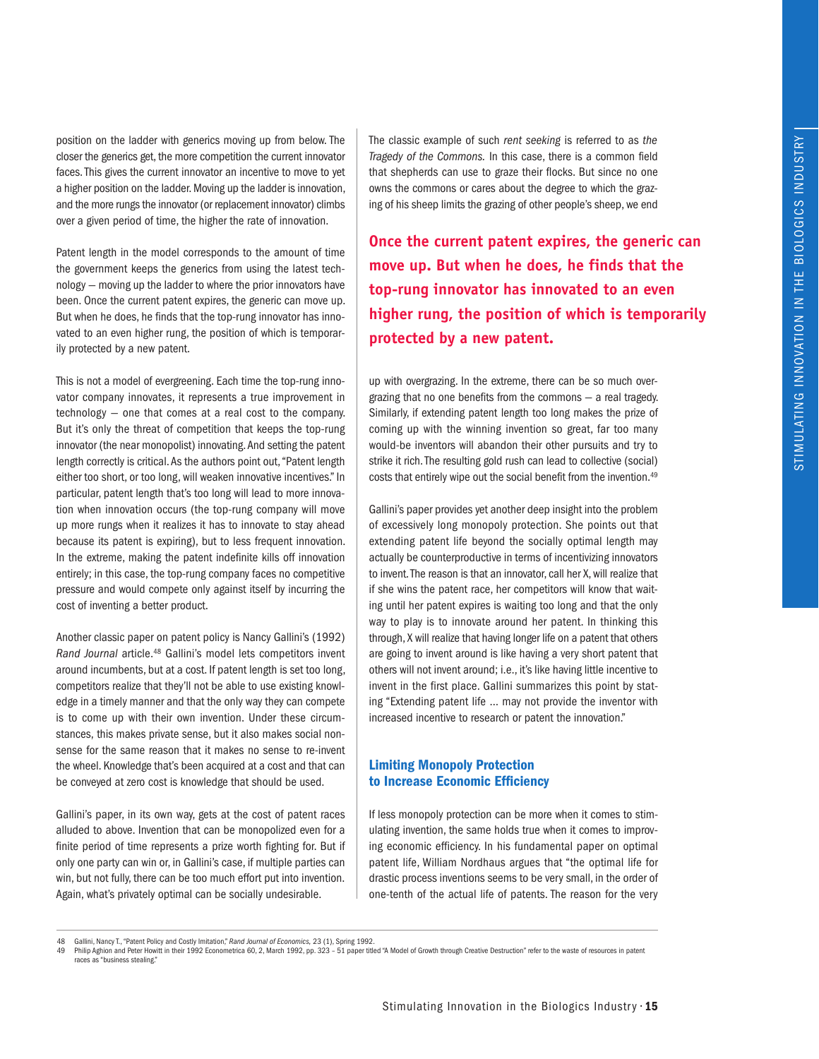position on the ladder with generics moving up from below. The closer the generics get, the more competition the current innovator faces. This gives the current innovator an incentive to move to yet a higher position on the ladder. Moving up the ladder is innovation, and the more rungs the innovator (or replacement innovator) climbs over a given period of time, the higher the rate of innovation.

Patent length in the model corresponds to the amount of time the government keeps the generics from using the latest technology — moving up the ladder to where the prior innovators have been. Once the current patent expires, the generic can move up. But when he does, he finds that the top-rung innovator has innovated to an even higher rung, the position of which is temporarily protected by a new patent.

This is not a model of evergreening. Each time the top-rung innovator company innovates, it represents a true improvement in technology — one that comes at a real cost to the company. But it's only the threat of competition that keeps the top-rung innovator (the near monopolist) innovating. And setting the patent length correctly is critical. As the authors point out, "Patent length either too short, or too long, will weaken innovative incentives." In particular, patent length that's too long will lead to more innovation when innovation occurs (the top-rung company will move up more rungs when it realizes it has to innovate to stay ahead because its patent is expiring), but to less frequent innovation. In the extreme, making the patent indefinite kills off innovation entirely; in this case, the top-rung company faces no competitive pressure and would compete only against itself by incurring the cost of inventing a better product.

Another classic paper on patent policy is Nancy Gallini's (1992) *Rand Journal* article.[48] Gallini's model lets competitors invent around incumbents, but at a cost. If patent length is set too long, competitors realize that they'll not be able to use existing knowledge in a timely manner and that the only way they can compete is to come up with their own invention. Under these circumstances, this makes private sense, but it also makes social nonsense for the same reason that it makes no sense to re-invent the wheel. Knowledge that's been acquired at a cost and that can be conveyed at zero cost is knowledge that should be used.

Gallini's paper, in its own way, gets at the cost of patent races alluded to above. Invention that can be monopolized even for a finite period of time represents a prize worth fighting for. But if only one party can win or, in Gallini's case, if multiple parties can win, but not fully, there can be too much effort put into invention. Again, what's privately optimal can be socially undesirable.

The classic example of such *rent seeking* is referred to as *the Tragedy of the Commons.* In this case, there is a common field that shepherds can use to graze their flocks. But since no one owns the commons or cares about the degree to which the grazing of his sheep limits the grazing of other people's sheep, we end up with overgrazing. In the extreme, there can be so much overgrazing that no one benefits from the commons — a real tragedy. Similarly, if extending patent length too long makes the prize of coming up with the winning invention so great, far too many would-be inventors will abandon their other pursuits and try to strike it rich. The resulting gold rush can lead to collective (social) costs that entirely wipe out the social benefit from the invention.[49]

**Once the current patent expires, the generic can move up. But when he does, he finds that the top-rung innovator has innovated to an even higher rung, the position of which is temporarily protected by a new patent.**

Gallini's paper provides yet another deep insight into the problem of excessively long monopoly protection. She points out that extending patent life beyond the socially optimal length may actually be counterproductive in terms of incentivizing innovators to invent. The reason is that an innovator, call her X, will realize that if she wins the patent race, her competitors will know that waiting until her patent expires is waiting too long and that the only way to play is to innovate around her patent. In thinking this through, X will realize that having longer life on a patent that others are going to invent around is like having a very short patent that others will not invent around; i.e., it's like having little incentive to invent in the first place. Gallini summarizes this point by stating "Extending patent life ... may not provide the inventor with increased incentive to research or patent the innovation."

## Limiting Monopoly Protection to Increase Economic Efficiency

If less monopoly protection can be more when it comes to stimulating invention, the same holds true when it comes to improving economic efficiency. In his fundamental paper on optimal patent life, William Nordhaus argues that "the optimal life for drastic process inventions seems to be very small, in the order of one-tenth of the actual life of patents. The reason for the very

---

48 Gallini, Nancy T., "Patent Policy and Costly Imitation," *Rand Journal of Economics*, 23 (1), Spring 1992.

49 Philip Aghion and Peter Howitt in their 1992 Econometrica 60, 2, March 1992, pp. 323 – 51 paper titled "A Model of Growth through Creative Destruction" refer to the waste of resources in patent races as "business stealing."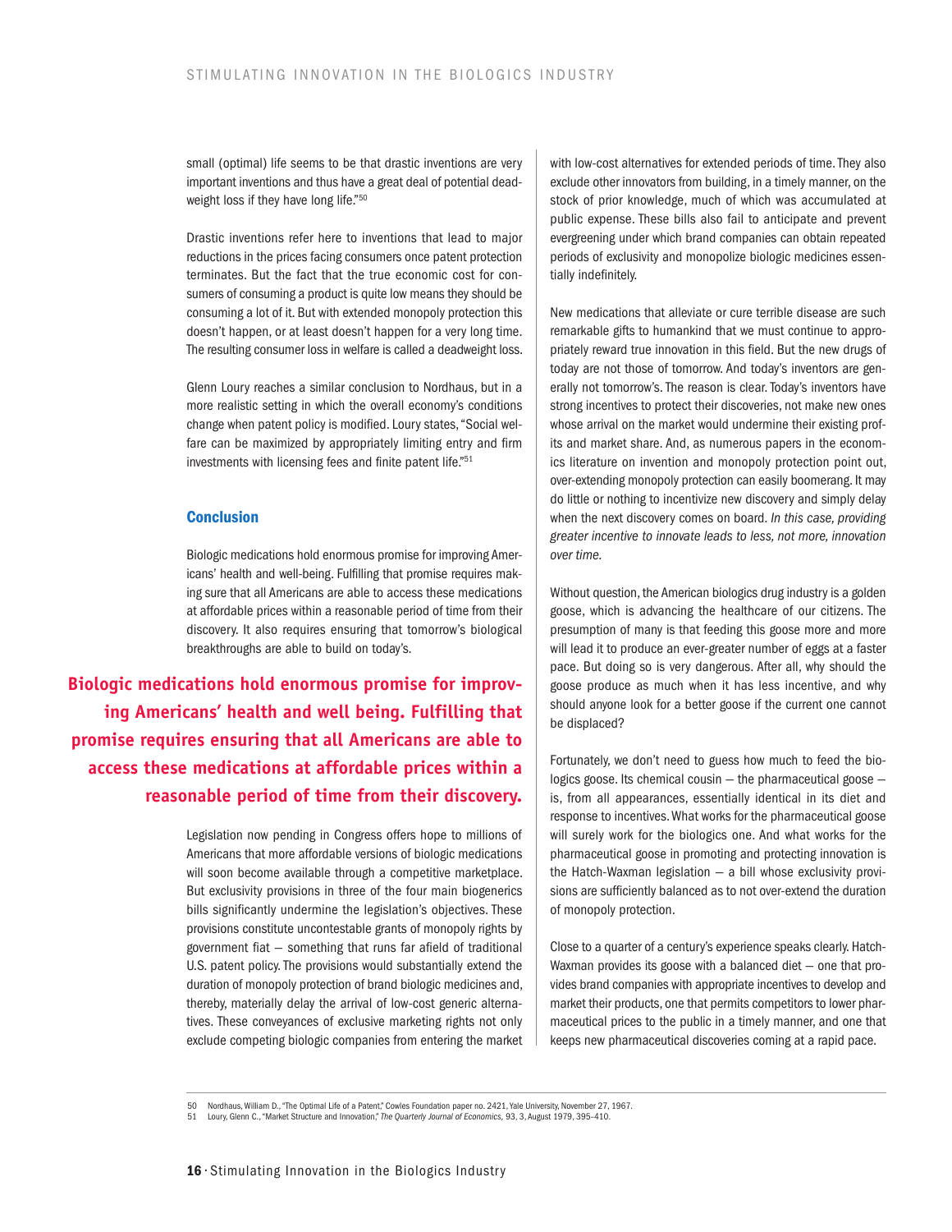small (optimal) life seems to be that drastic inventions are very important inventions and thus have a great deal of potential deadweight loss if they have long life."[50]

Drastic inventions refer here to inventions that lead to major reductions in the prices facing consumers once patent protection terminates. But the fact that the true economic cost for consumers of consuming a product is quite low means they should be consuming a lot of it. But with extended monopoly protection this doesn't happen, or at least doesn't happen for a very long time. The resulting consumer loss in welfare is called a deadweight loss.

Glenn Loury reaches a similar conclusion to Nordhaus, but in a more realistic setting in which the overall economy's conditions change when patent policy is modified. Loury states, "Social welfare can be maximized by appropriately limiting entry and firm investments with licensing fees and finite patent life."[51]

## Conclusion

Biologic medications hold enormous promise for improving Americans' health and well-being. Fulfilling that promise requires making sure that all Americans are able to access these medications at affordable prices within a reasonable period of time from their discovery. It also requires ensuring that tomorrow's biological breakthroughs are able to build on today's.

**Biologic medications hold enormous promise for improving Americans' health and well being. Fulfilling that promise requires ensuring that all Americans are able to access these medications at affordable prices within a reasonable period of time from their discovery.**

Legislation now pending in Congress offers hope to millions of Americans that more affordable versions of biologic medications will soon become available through a competitive marketplace. But exclusivity provisions in three of the four main biogenerics bills significantly undermine the legislation's objectives. These provisions constitute uncontestable grants of monopoly rights by government fiat — something that runs far afield of traditional U.S. patent policy. The provisions would substantially extend the duration of monopoly protection of brand biologic medicines and, thereby, materially delay the arrival of low-cost generic alternatives. These conveyances of exclusive marketing rights not only exclude competing biologic companies from entering the market with low-cost alternatives for extended periods of time. They also exclude other innovators from building, in a timely manner, on the stock of prior knowledge, much of which was accumulated at public expense. These bills also fail to anticipate and prevent evergreening under which brand companies can obtain repeated periods of exclusivity and monopolize biologic medicines essentially indefinitely.

New medications that alleviate or cure terrible disease are such remarkable gifts to humankind that we must continue to appropriately reward true innovation in this field. But the new drugs of today are not those of tomorrow. And today's inventors are generally not tomorrow's. The reason is clear. Today's inventors have strong incentives to protect their discoveries, not make new ones whose arrival on the market would undermine their existing profits and market share. And, as numerous papers in the economics literature on invention and monopoly protection point out, over-extending monopoly protection can easily boomerang. It may do little or nothing to incentivize new discovery and simply delay when the next discovery comes on board. *In this case, providing greater incentive to innovate leads to less, not more, innovation over time.*

Without question, the American biologics drug industry is a golden goose, which is advancing the healthcare of our citizens. The presumption of many is that feeding this goose more and more will lead it to produce an ever-greater number of eggs at a faster pace. But doing so is very dangerous. After all, why should the goose produce as much when it has less incentive, and why should anyone look for a better goose if the current one cannot be displaced?

Fortunately, we don't need to guess how much to feed the biologics goose. Its chemical cousin — the pharmaceutical goose — is, from all appearances, essentially identical in its diet and response to incentives. What works for the pharmaceutical goose will surely work for the biologics one. And what works for the pharmaceutical goose in promoting and protecting innovation is the Hatch-Waxman legislation — a bill whose exclusivity provisions are sufficiently balanced as to not over-extend the duration of monopoly protection.

Close to a quarter of a century's experience speaks clearly. Hatch-Waxman provides its goose with a balanced diet — one that provides brand companies with appropriate incentives to develop and market their products, one that permits competitors to lower pharmaceutical prices to the public in a timely manner, and one that keeps new pharmaceutical discoveries coming at a rapid pace.

---

50 Nordhaus, William D., "The Optimal Life of a Patent," Cowles Foundation paper no. 2421, Yale University, November 27, 1967.

51 Loury, Glenn C., "Market Structure and Innovation," *The Quarterly Journal of Economics,* 93, 3, August 1979, 395–410.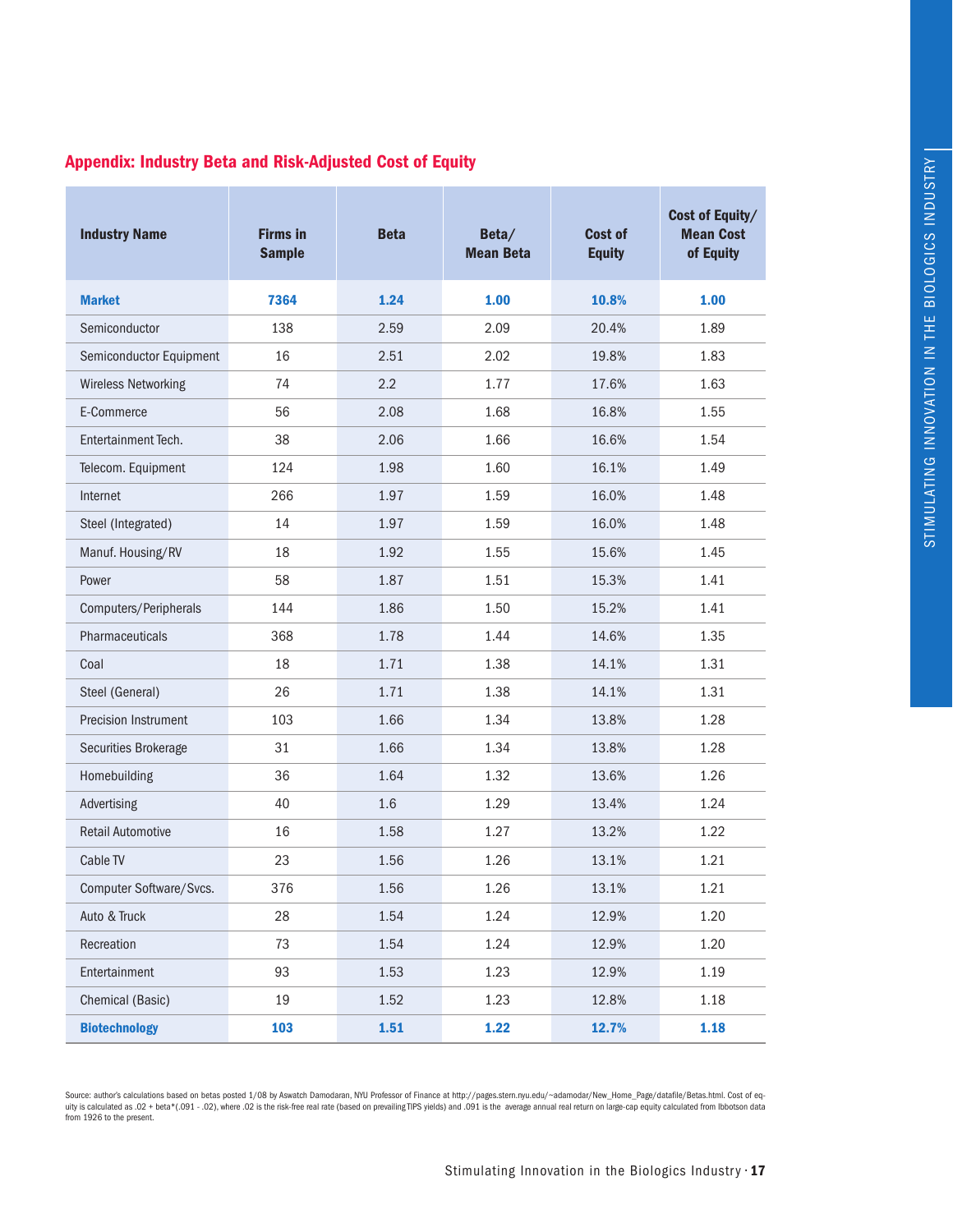## Appendix: Industry Beta and Risk-Adjusted Cost of Equity

| Industry Name | Firms in Sample | Beta | Beta/ Mean Beta | Cost of Equity | Cost of Equity/ Mean Cost of Equity |
|---|---|---|---|---|---|
| **Market** | **7364** | **1.24** | **1.00** | **10.8%** | **1.00** |
| Semiconductor | 138 | 2.59 | 2.09 | 20.4% | 1.89 |
| Semiconductor Equipment | 16 | 2.51 | 2.02 | 19.8% | 1.83 |
| Wireless Networking | 74 | 2.2 | 1.77 | 17.6% | 1.63 |
| E-Commerce | 56 | 2.08 | 1.68 | 16.8% | 1.55 |
| Entertainment Tech. | 38 | 2.06 | 1.66 | 16.6% | 1.54 |
| Telecom. Equipment | 124 | 1.98 | 1.60 | 16.1% | 1.49 |
| Internet | 266 | 1.97 | 1.59 | 16.0% | 1.48 |
| Steel (Integrated) | 14 | 1.97 | 1.59 | 16.0% | 1.48 |
| Manuf. Housing/RV | 18 | 1.92 | 1.55 | 15.6% | 1.45 |
| Power | 58 | 1.87 | 1.51 | 15.3% | 1.41 |
| Computers/Peripherals | 144 | 1.86 | 1.50 | 15.2% | 1.41 |
| Pharmaceuticals | 368 | 1.78 | 1.44 | 14.6% | 1.35 |
| Coal | 18 | 1.71 | 1.38 | 14.1% | 1.31 |
| Steel (General) | 26 | 1.71 | 1.38 | 14.1% | 1.31 |
| Precision Instrument | 103 | 1.66 | 1.34 | 13.8% | 1.28 |
| Securities Brokerage | 31 | 1.66 | 1.34 | 13.8% | 1.28 |
| Homebuilding | 36 | 1.64 | 1.32 | 13.6% | 1.26 |
| Advertising | 40 | 1.6 | 1.29 | 13.4% | 1.24 |
| Retail Automotive | 16 | 1.58 | 1.27 | 13.2% | 1.22 |
| Cable TV | 23 | 1.56 | 1.26 | 13.1% | 1.21 |
| Computer Software/Svcs. | 376 | 1.56 | 1.26 | 13.1% | 1.21 |
| Auto & Truck | 28 | 1.54 | 1.24 | 12.9% | 1.20 |
| Recreation | 73 | 1.54 | 1.24 | 12.9% | 1.20 |
| Entertainment | 93 | 1.53 | 1.23 | 12.9% | 1.19 |
| Chemical (Basic) | 19 | 1.52 | 1.23 | 12.8% | 1.18 |
| **Biotechnology** | **103** | **1.51** | **1.22** | **12.7%** | **1.18** |

Source: author's calculations based on betas posted 1/08 by Aswatch Damodaran, NYU Professor of Finance at http://pages.stern.nyu.edu/~adamodar/New_Home_Page/datafile/Betas.html. Cost of equity is calculated as .02 + beta*(.091 - .02), where .02 is the risk-free real rate (based on prevailing TIPS yields) and .091 is the average annual real return on large-cap equity calculated from Ibbotson data from 1926 to the present.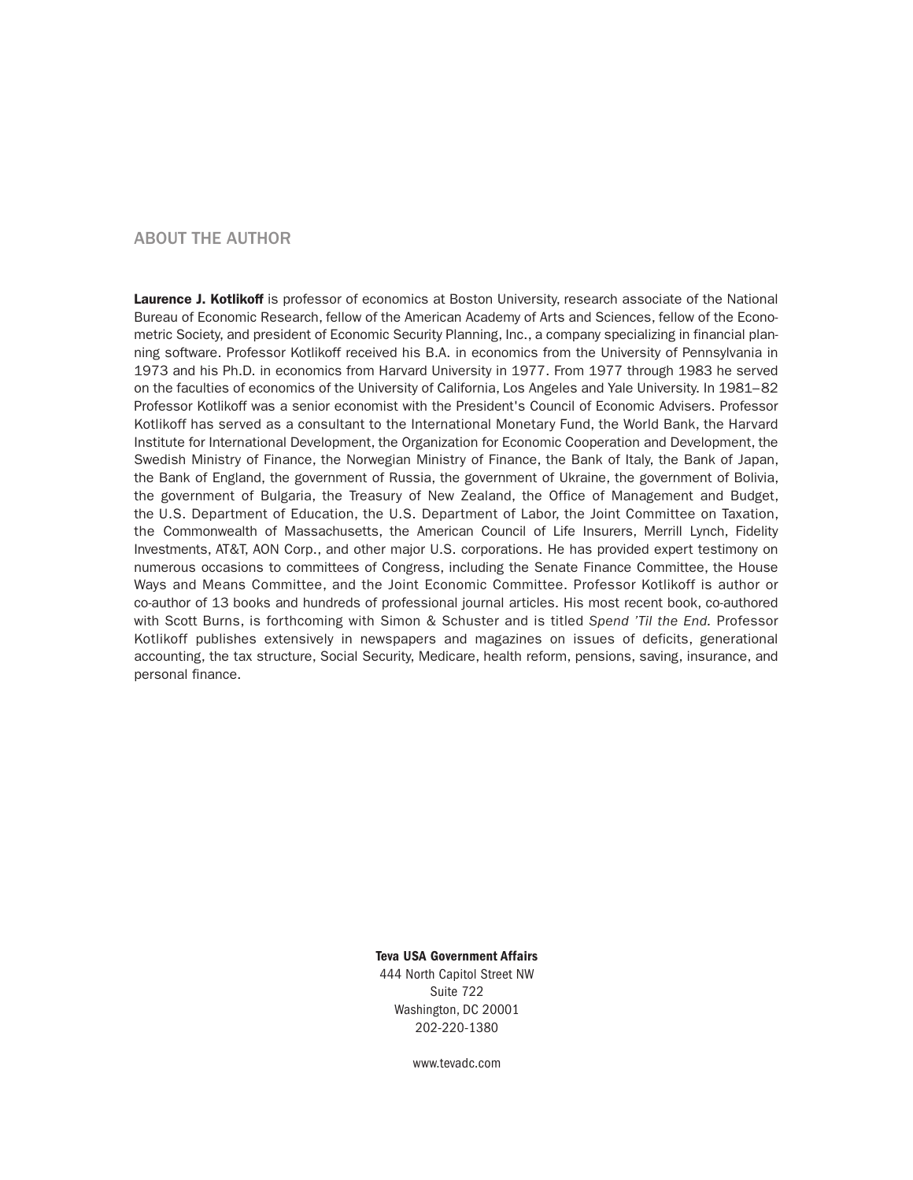## ABOUT THE AUTHOR

**Laurence J. Kotlikoff** is professor of economics at Boston University, research associate of the National Bureau of Economic Research, fellow of the American Academy of Arts and Sciences, fellow of the Econometric Society, and president of Economic Security Planning, Inc., a company specializing in financial planning software. Professor Kotlikoff received his B.A. in economics from the University of Pennsylvania in 1973 and his Ph.D. in economics from Harvard University in 1977. From 1977 through 1983 he served on the faculties of economics of the University of California, Los Angeles and Yale University. In 1981–82 Professor Kotlikoff was a senior economist with the President's Council of Economic Advisers. Professor Kotlikoff has served as a consultant to the International Monetary Fund, the World Bank, the Harvard Institute for International Development, the Organization for Economic Cooperation and Development, the Swedish Ministry of Finance, the Norwegian Ministry of Finance, the Bank of Italy, the Bank of Japan, the Bank of England, the government of Russia, the government of Ukraine, the government of Bolivia, the government of Bulgaria, the Treasury of New Zealand, the Office of Management and Budget, the U.S. Department of Education, the U.S. Department of Labor, the Joint Committee on Taxation, the Commonwealth of Massachusetts, the American Council of Life Insurers, Merrill Lynch, Fidelity Investments, AT&T, AON Corp., and other major U.S. corporations. He has provided expert testimony on numerous occasions to committees of Congress, including the Senate Finance Committee, the House Ways and Means Committee, and the Joint Economic Committee. Professor Kotlikoff is author or co-author of 13 books and hundreds of professional journal articles. His most recent book, co-authored with Scott Burns, is forthcoming with Simon & Schuster and is titled *Spend 'Til the End*. Professor Kotlikoff publishes extensively in newspapers and magazines on issues of deficits, generational accounting, the tax structure, Social Security, Medicare, health reform, pensions, saving, insurance, and personal finance.

**Teva USA Government Affairs**
444 North Capitol Street NW
Suite 722
Washington, DC 20001
202-220-1380

www.tevadc.com